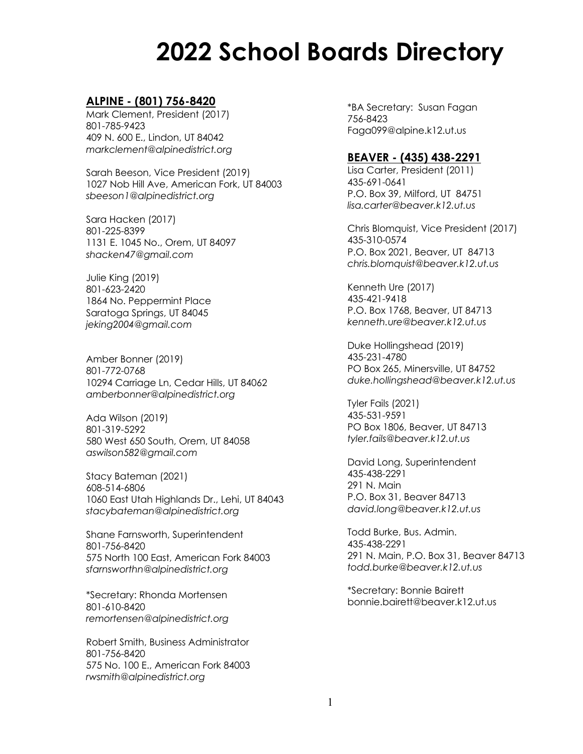# 2022 School Boards Directory

## ALPINE - (801) 756-8420

Mark Clement, President (2017)
801-785-9423
409 N. 600 E., Lindon, UT 84042
*markclement@alpinedistrict.org*

Sarah Beeson, Vice President (2019)
1027 Nob Hill Ave, American Fork, UT 84003
*sbeeson1@alpinedistrict.org*

Sara Hacken (2017)
801-225-8399
1131 E. 1045 No., Orem, UT 84097
*shacken47@gmail.com*

Julie King (2019)
801-623-2420
1864 No. Peppermint Place
Saratoga Springs, UT 84045
*jeking2004@gmail.com*

Amber Bonner (2019)
801-772-0768
10294 Carriage Ln, Cedar Hills, UT 84062
*amberbonner@alpinedistrict.org*

Ada Wilson (2019)
801-319-5292
580 West 650 South, Orem, UT 84058
*aswilson582@gmail.com*

Stacy Bateman (2021)
608-514-6806
1060 East Utah Highlands Dr., Lehi, UT 84043
*stacybateman@alpinedistrict.org*

Shane Farnsworth, Superintendent
801-756-8420
575 North 100 East, American Fork 84003
*sfarnsworthn@alpinedistrict.org*

*Secretary: Rhonda Mortensen
801-610-8420
*remortensen@alpinedistrict.org*

Robert Smith, Business Administrator
801-756-8420
575 No. 100 E., American Fork 84003
*rwsmith@alpinedistrict.org*

*BA Secretary: Susan Fagan
756-8423
Faga099@alpine.k12.ut.us

## BEAVER - (435) 438-2291

Lisa Carter, President (2011)
435-691-0641
P.O. Box 39, Milford, UT 84751
*lisa.carter@beaver.k12.ut.us*

Chris Blomquist, Vice President (2017)
435-310-0574
P.O. Box 2021, Beaver, UT 84713
*chris.blomquist@beaver.k12.ut.us*

Kenneth Ure (2017)
435-421-9418
P.O. Box 1768, Beaver, UT 84713
*kenneth.ure@beaver.k12.ut.us*

Duke Hollingshead (2019)
435-231-4780
PO Box 265, Minersville, UT 84752
*duke.hollingshead@beaver.k12.ut.us*

Tyler Fails (2021)
435-531-9591
PO Box 1806, Beaver, UT 84713
*tyler.fails@beaver.k12.ut.us*

David Long, Superintendent
435-438-2291
291 N. Main
P.O. Box 31, Beaver 84713
*david.long@beaver.k12.ut.us*

Todd Burke, Bus. Admin.
435-438-2291
291 N. Main, P.O. Box 31, Beaver 84713
*todd.burke@beaver.k12.ut.us*

*Secretary: Bonnie Bairett
bonnie.bairett@beaver.k12.ut.us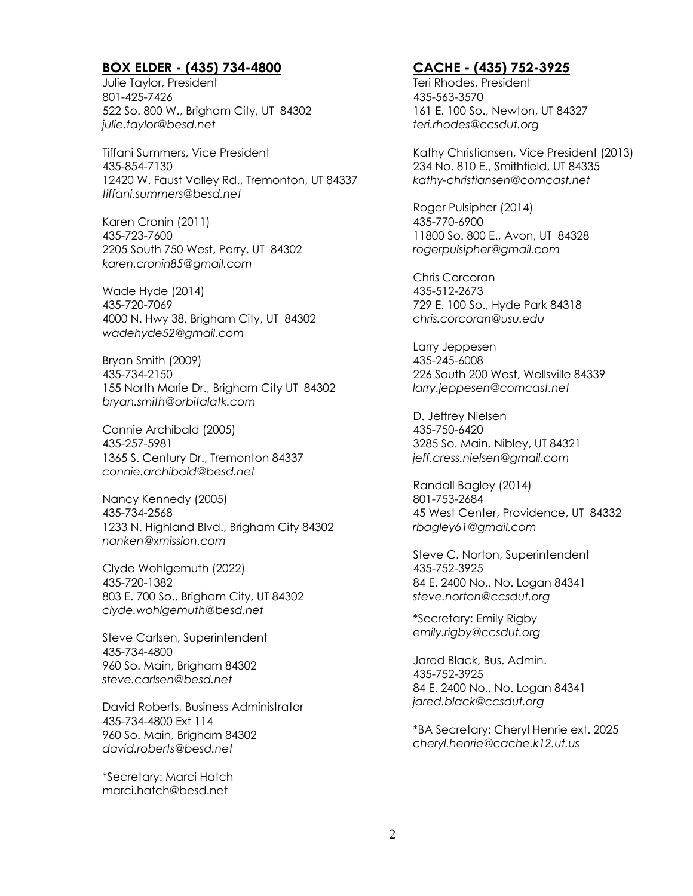## BOX ELDER - (435) 734-4800

Julie Taylor, President
801-425-7426
522 So. 800 W., Brigham City, UT 84302
*julie.taylor@besd.net*

Tiffani Summers, Vice President
435-854-7130
12420 W. Faust Valley Rd., Tremonton, UT 84337
*tiffani.summers@besd.net*

Karen Cronin (2011)
435-723-7600
2205 South 750 West, Perry, UT 84302
*karen.cronin85@gmail.com*

Wade Hyde (2014)
435-720-7069
4000 N. Hwy 38, Brigham City, UT 84302
*wadehyde52@gmail.com*

Bryan Smith (2009)
435-734-2150
155 North Marie Dr., Brigham City UT 84302
*bryan.smith@orbitalatk.com*

Connie Archibald (2005)
435-257-5981
1365 S. Century Dr., Tremonton 84337
*connie.archibald@besd.net*

Nancy Kennedy (2005)
435-734-2568
1233 N. Highland Blvd., Brigham City 84302
*nanken@xmission.com*

Clyde Wohlgemuth (2022)
435-720-1382
803 E. 700 So., Brigham City, UT 84302
*clyde.wohlgemuth@besd.net*

Steve Carlsen, Superintendent
435-734-4800
960 So. Main, Brigham 84302
*steve.carlsen@besd.net*

David Roberts, Business Administrator
435-734-4800 Ext 114
960 So. Main, Brigham 84302
*david.roberts@besd.net*

*Secretary: Marci Hatch
marci.hatch@besd.net

## CACHE - (435) 752-3925

Teri Rhodes, President
435-563-3570
161 E. 100 So., Newton, UT 84327
*teri.rhodes@ccsdut.org*

Kathy Christiansen, Vice President (2013)
234 No. 810 E., Smithfield, UT 84335
*kathy-christiansen@comcast.net*

Roger Pulsipher (2014)
435-770-6900
11800 So. 800 E., Avon, UT 84328
*rogerpulsipher@gmail.com*

Chris Corcoran
435-512-2673
729 E. 100 So., Hyde Park 84318
*chris.corcoran@usu.edu*

Larry Jeppesen
435-245-6008
226 South 200 West, Wellsville 84339
*larry.jeppesen@comcast.net*

D. Jeffrey Nielsen
435-750-6420
3285 So. Main, Nibley, UT 84321
*jeff.cress.nielsen@gmail.com*

Randall Bagley (2014)
801-753-2684
45 West Center, Providence, UT 84332
*rbagley61@gmail.com*

Steve C. Norton, Superintendent
435-752-3925
84 E. 2400 No., No. Logan 84341
*steve.norton@ccsdut.org*

*Secretary: Emily Rigby
*emily.rigby@ccsdut.org*

Jared Black, Bus. Admin.
435-752-3925
84 E. 2400 No., No. Logan 84341
*jared.black@ccsdut.org*

*BA Secretary: Cheryl Henrie ext. 2025
*cheryl.henrie@cache.k12.ut.us*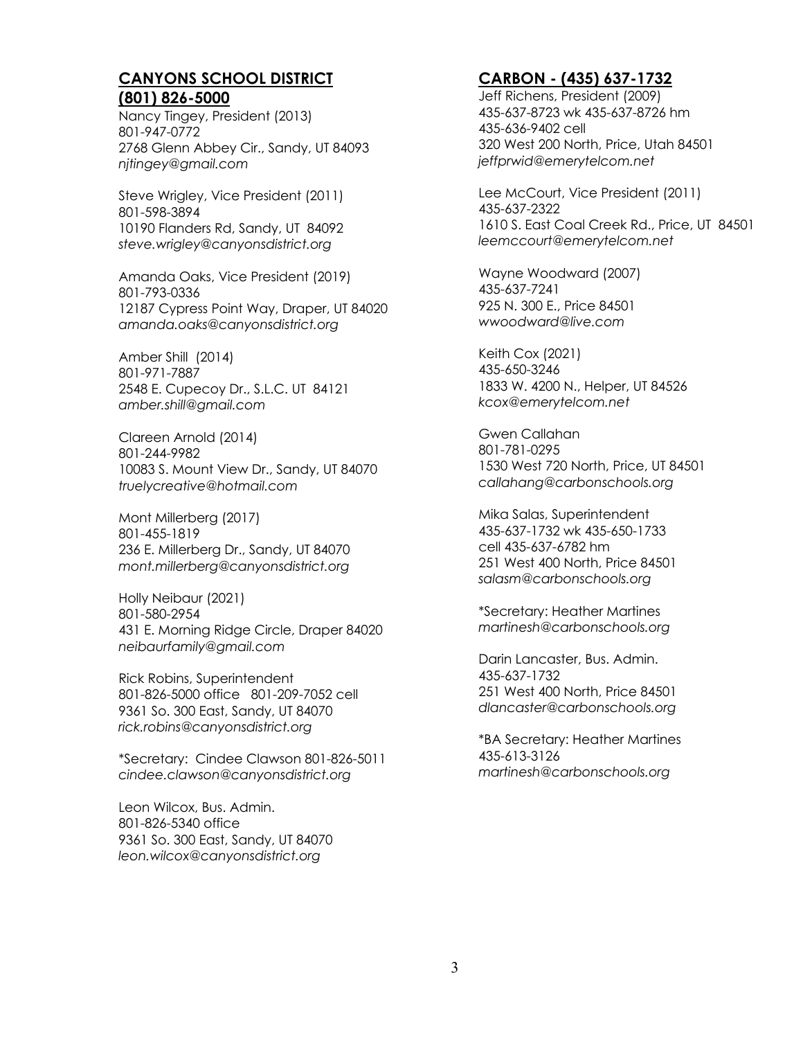## CANYONS SCHOOL DISTRICT (801) 826-5000

Nancy Tingey, President (2013)
801-947-0772
2768 Glenn Abbey Cir., Sandy, UT 84093
*njtingey@gmail.com*

Steve Wrigley, Vice President (2011)
801-598-3894
10190 Flanders Rd, Sandy, UT 84092
*steve.wrigley@canyonsdistrict.org*

Amanda Oaks, Vice President (2019)
801-793-0336
12187 Cypress Point Way, Draper, UT 84020
*amanda.oaks@canyonsdistrict.org*

Amber Shill (2014)
801-971-7887
2548 E. Cupecoy Dr., S.L.C. UT 84121
*amber.shill@gmail.com*

Clareen Arnold (2014)
801-244-9982
10083 S. Mount View Dr., Sandy, UT 84070
*truelycreative@hotmail.com*

Mont Millerberg (2017)
801-455-1819
236 E. Millerberg Dr., Sandy, UT 84070
*mont.millerberg@canyonsdistrict.org*

Holly Neibaur (2021)
801-580-2954
431 E. Morning Ridge Circle, Draper 84020
*neibaurfamily@gmail.com*

Rick Robins, Superintendent
801-826-5000 office 801-209-7052 cell
9361 So. 300 East, Sandy, UT 84070
*rick.robins@canyonsdistrict.org*

*Secretary: Cindee Clawson 801-826-5011
*cindee.clawson@canyonsdistrict.org*

Leon Wilcox, Bus. Admin.
801-826-5340 office
9361 So. 300 East, Sandy, UT 84070
*leon.wilcox@canyonsdistrict.org*

## CARBON - (435) 637-1732

Jeff Richens, President (2009)
435-637-8723 wk 435-637-8726 hm
435-636-9402 cell
320 West 200 North, Price, Utah 84501
*jeffprwid@emerytelcom.net*

Lee McCourt, Vice President (2011)
435-637-2322
1610 S. East Coal Creek Rd., Price, UT 84501
*leemccourt@emerytelcom.net*

Wayne Woodward (2007)
435-637-7241
925 N. 300 E., Price 84501
*wwoodward@live.com*

Keith Cox (2021)
435-650-3246
1833 W. 4200 N., Helper, UT 84526
*kcox@emerytelcom.net*

Gwen Callahan
801-781-0295
1530 West 720 North, Price, UT 84501
*callahang@carbonschools.org*

Mika Salas, Superintendent
435-637-1732 wk 435-650-1733
cell 435-637-6782 hm
251 West 400 North, Price 84501
*salasm@carbonschools.org*

*Secretary: Heather Martines
*martinesh@carbonschools.org*

Darin Lancaster, Bus. Admin.
435-637-1732
251 West 400 North, Price 84501
*dlancaster@carbonschools.org*

*BA Secretary: Heather Martines
435-613-3126
*martinesh@carbonschools.org*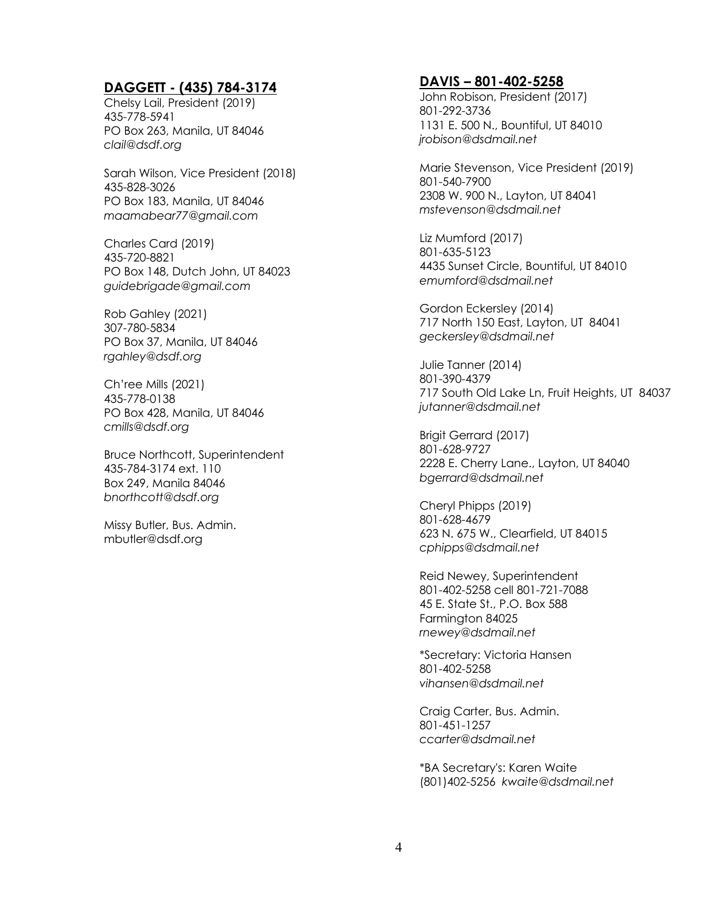## DAGGETT - (435) 784-3174

Chelsy Lail, President (2019)
435-778-5941
PO Box 263, Manila, UT 84046
*clail@dsdf.org*

Sarah Wilson, Vice President (2018)
435-828-3026
PO Box 183, Manila, UT 84046
*maamabear77@gmail.com*

Charles Card (2019)
435-720-8821
PO Box 148, Dutch John, UT 84023
*guidebrigade@gmail.com*

Rob Gahley (2021)
307-780-5834
PO Box 37, Manila, UT 84046
*rgahley@dsdf.org*

Ch'ree Mills (2021)
435-778-0138
PO Box 428, Manila, UT 84046
*cmills@dsdf.org*

Bruce Northcott, Superintendent
435-784-3174 ext. 110
Box 249, Manila 84046
*bnorthcott@dsdf.org*

Missy Butler, Bus. Admin.
mbutler@dsdf.org

## DAVIS – 801-402-5258

John Robison, President (2017)
801-292-3736
1131 E. 500 N., Bountiful, UT 84010
*jrobison@dsdmail.net*

Marie Stevenson, Vice President (2019)
801-540-7900
2308 W. 900 N., Layton, UT 84041
*mstevenson@dsdmail.net*

Liz Mumford (2017)
801-635-5123
4435 Sunset Circle, Bountiful, UT 84010
*emumford@dsdmail.net*

Gordon Eckersley (2014)
717 North 150 East, Layton, UT 84041
*geckersley@dsdmail.net*

Julie Tanner (2014)
801-390-4379
717 South Old Lake Ln, Fruit Heights, UT 84037
*jutanner@dsdmail.net*

Brigit Gerrard (2017)
801-628-9727
2228 E. Cherry Lane., Layton, UT 84040
*bgerrard@dsdmail.net*

Cheryl Phipps (2019)
801-628-4679
623 N. 675 W., Clearfield, UT 84015
*cphipps@dsdmail.net*

Reid Newey, Superintendent
801-402-5258 cell 801-721-7088
45 E. State St., P.O. Box 588
Farmington 84025
*rnewey@dsdmail.net*

*Secretary: Victoria Hansen
801-402-5258
*vihansen@dsdmail.net*

Craig Carter, Bus. Admin.
801-451-1257
*ccarter@dsdmail.net*

*BA Secretary's: Karen Waite
(801)402-5256 *kwaite@dsdmail.net*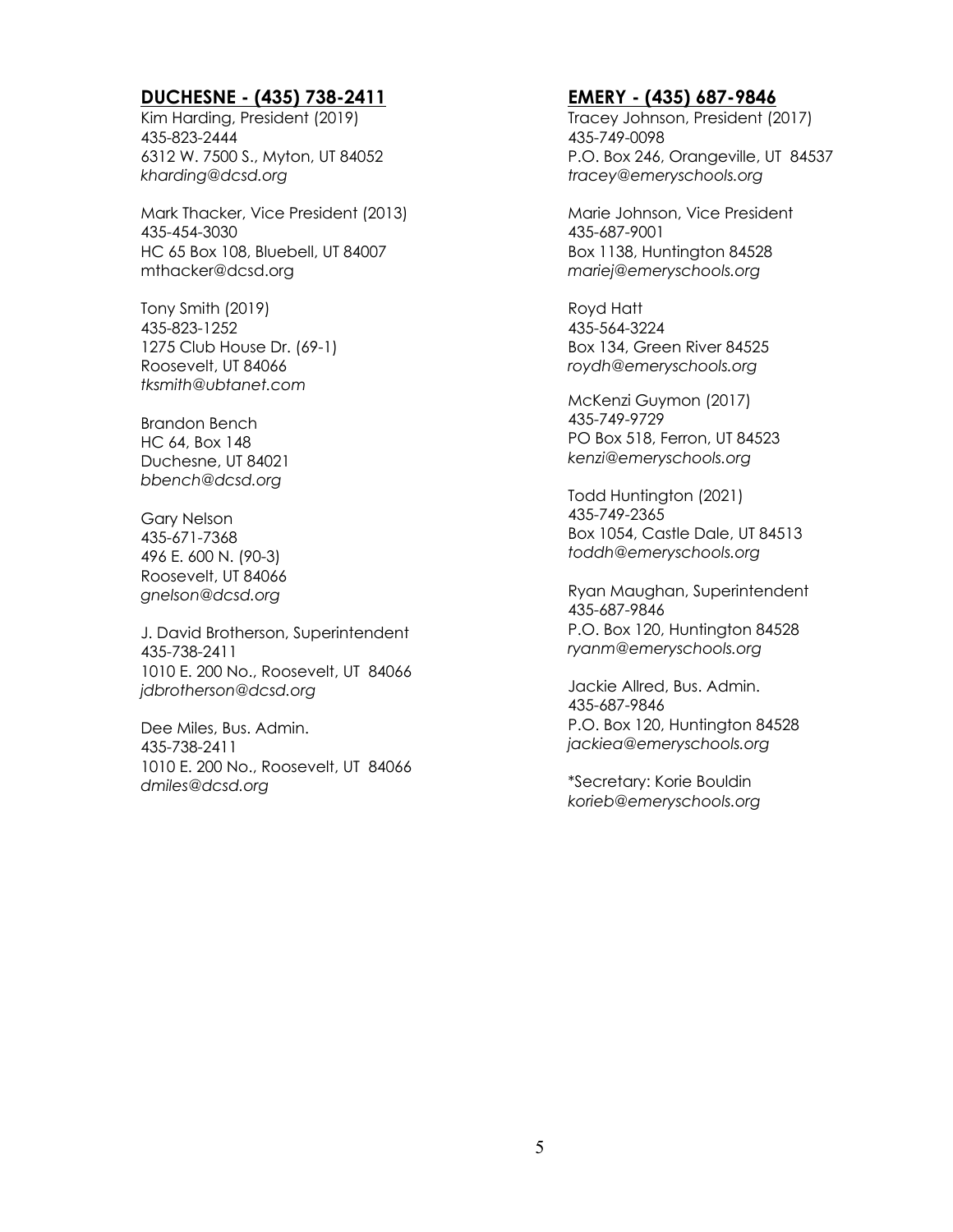## **DUCHESNE - (435) 738-2411**

Kim Harding, President (2019)
435-823-2444
6312 W. 7500 S., Myton, UT 84052
*kharding@dcsd.org*

Mark Thacker, Vice President (2013)
435-454-3030
HC 65 Box 108, Bluebell, UT 84007
mthacker@dcsd.org

Tony Smith (2019)
435-823-1252
1275 Club House Dr. (69-1)
Roosevelt, UT 84066
*tksmith@ubtanet.com*

Brandon Bench
HC 64, Box 148
Duchesne, UT 84021
*bbench@dcsd.org*

Gary Nelson
435-671-7368
496 E. 600 N. (90-3)
Roosevelt, UT 84066
*gnelson@dcsd.org*

J. David Brotherson, Superintendent
435-738-2411
1010 E. 200 No., Roosevelt, UT 84066
*jdbrotherson@dcsd.org*

Dee Miles, Bus. Admin.
435-738-2411
1010 E. 200 No., Roosevelt, UT 84066
*dmiles@dcsd.org*

## **EMERY - (435) 687-9846**

Tracey Johnson, President (2017)
435-749-0098
P.O. Box 246, Orangeville, UT 84537
*tracey@emeryschools.org*

Marie Johnson, Vice President
435-687-9001
Box 1138, Huntington 84528
*mariej@emeryschools.org*

Royd Hatt
435-564-3224
Box 134, Green River 84525
*roydh@emeryschools.org*

McKenzi Guymon (2017)
435-749-9729
PO Box 518, Ferron, UT 84523
*kenzi@emeryschools.org*

Todd Huntington (2021)
435-749-2365
Box 1054, Castle Dale, UT 84513
*toddh@emeryschools.org*

Ryan Maughan, Superintendent
435-687-9846
P.O. Box 120, Huntington 84528
*ryanm@emeryschools.org*

Jackie Allred, Bus. Admin.
435-687-9846
P.O. Box 120, Huntington 84528
*jackiea@emeryschools.org*

*Secretary: Korie Bouldin
*korieb@emeryschools.org*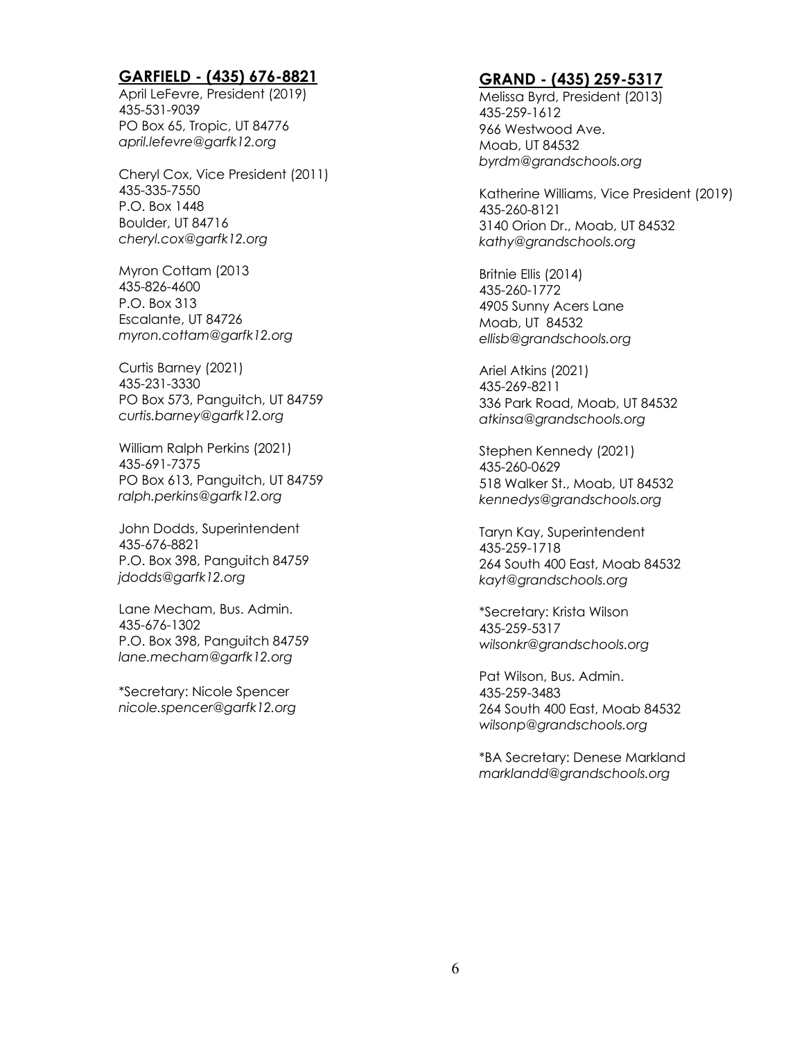## GARFIELD - (435) 676-8821

April LeFevre, President (2019)
435-531-9039
PO Box 65, Tropic, UT 84776
*april.lefevre@garfk12.org*

Cheryl Cox, Vice President (2011)
435-335-7550
P.O. Box 1448
Boulder, UT 84716
*cheryl.cox@garfk12.org*

Myron Cottam (2013
435-826-4600
P.O. Box 313
Escalante, UT 84726
*myron.cottam@garfk12.org*

Curtis Barney (2021)
435-231-3330
PO Box 573, Panguitch, UT 84759
*curtis.barney@garfk12.org*

William Ralph Perkins (2021)
435-691-7375
PO Box 613, Panguitch, UT 84759
*ralph.perkins@garfk12.org*

John Dodds, Superintendent
435-676-8821
P.O. Box 398, Panguitch 84759
*jdodds@garfk12.org*

Lane Mecham, Bus. Admin.
435-676-1302
P.O. Box 398, Panguitch 84759
*lane.mecham@garfk12.org*

*Secretary: Nicole Spencer
*nicole.spencer@garfk12.org*

## GRAND - (435) 259-5317

Melissa Byrd, President (2013)
435-259-1612
966 Westwood Ave.
Moab, UT 84532
*byrdm@grandschools.org*

Katherine Williams, Vice President (2019)
435-260-8121
3140 Orion Dr., Moab, UT 84532
*kathy@grandschools.org*

Britnie Ellis (2014)
435-260-1772
4905 Sunny Acers Lane
Moab, UT 84532
*ellisb@grandschools.org*

Ariel Atkins (2021)
435-269-8211
336 Park Road, Moab, UT 84532
*atkinsa@grandschools.org*

Stephen Kennedy (2021)
435-260-0629
518 Walker St., Moab, UT 84532
*kennedys@grandschools.org*

Taryn Kay, Superintendent
435-259-1718
264 South 400 East, Moab 84532
*kayt@grandschools.org*

*Secretary: Krista Wilson
435-259-5317
*wilsonkr@grandschools.org*

Pat Wilson, Bus. Admin.
435-259-3483
264 South 400 East, Moab 84532
*wilsonp@grandschools.org*

*BA Secretary: Denese Markland
*marklandd@grandschools.org*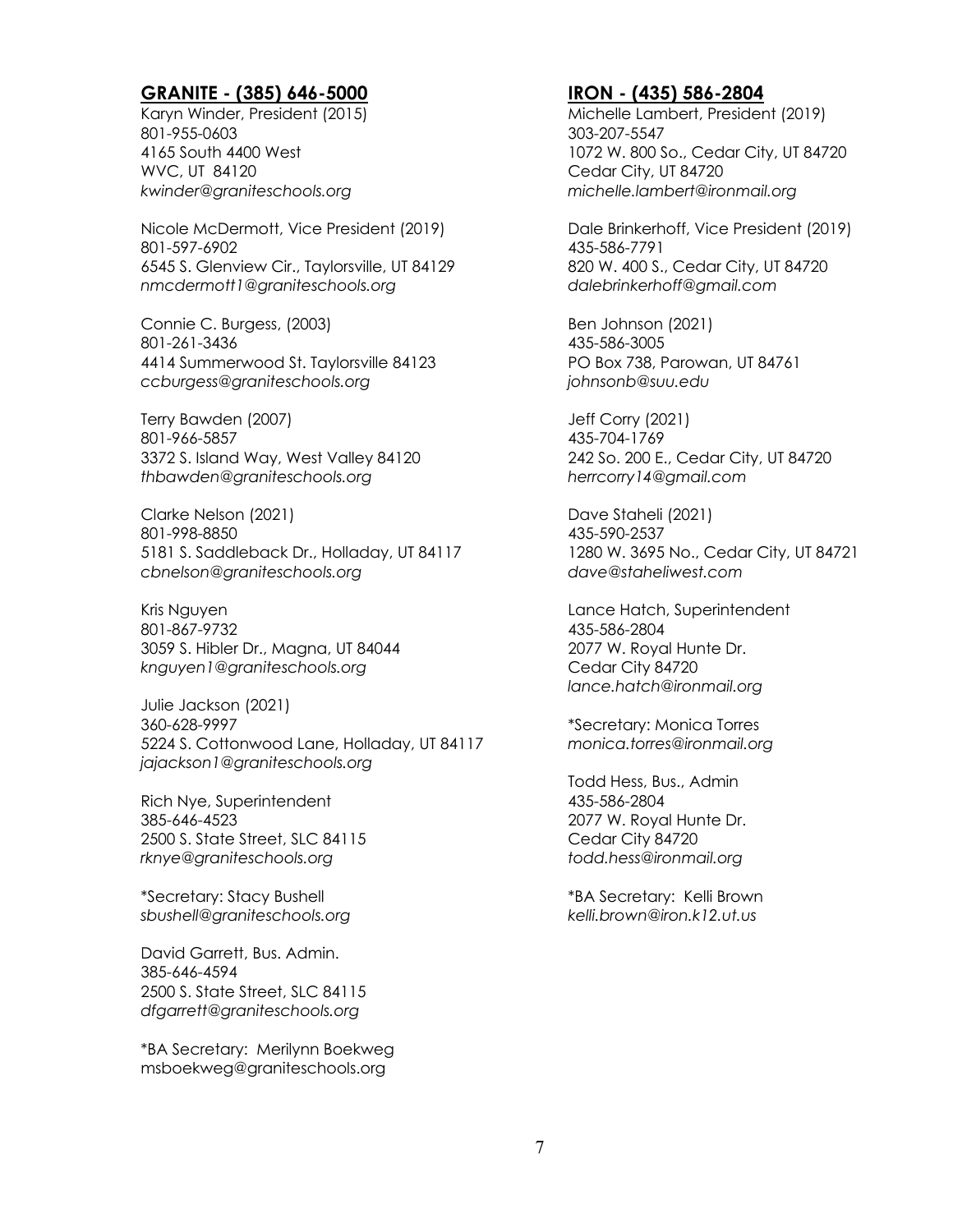## GRANITE - (385) 646-5000

Karyn Winder, President (2015)
801-955-0603
4165 South 4400 West
WVC, UT 84120
*kwinder@graniteschools.org*

Nicole McDermott, Vice President (2019)
801-597-6902
6545 S. Glenview Cir., Taylorsville, UT 84129
*nmcdermott1@graniteschools.org*

Connie C. Burgess, (2003)
801-261-3436
4414 Summerwood St. Taylorsville 84123
*ccburgess@graniteschools.org*

Terry Bawden (2007)
801-966-5857
3372 S. Island Way, West Valley 84120
*thbawden@graniteschools.org*

Clarke Nelson (2021)
801-998-8850
5181 S. Saddleback Dr., Holladay, UT 84117
*cbnelson@graniteschools.org*

Kris Nguyen
801-867-9732
3059 S. Hibler Dr., Magna, UT 84044
*knguyen1@graniteschools.org*

Julie Jackson (2021)
360-628-9997
5224 S. Cottonwood Lane, Holladay, UT 84117
*jajackson1@graniteschools.org*

Rich Nye, Superintendent
385-646-4523
2500 S. State Street, SLC 84115
*rknye@graniteschools.org*

*Secretary: Stacy Bushell
*sbushell@graniteschools.org*

David Garrett, Bus. Admin.
385-646-4594
2500 S. State Street, SLC 84115
*dfgarrett@graniteschools.org*

*BA Secretary: Merilynn Boekweg
msboekweg@graniteschools.org

## IRON - (435) 586-2804

Michelle Lambert, President (2019)
303-207-5547
1072 W. 800 So., Cedar City, UT 84720
Cedar City, UT 84720
*michelle.lambert@ironmail.org*

Dale Brinkerhoff, Vice President (2019)
435-586-7791
820 W. 400 S., Cedar City, UT 84720
*dalebrinkerhoff@gmail.com*

Ben Johnson (2021)
435-586-3005
PO Box 738, Parowan, UT 84761
*johnsonb@suu.edu*

Jeff Corry (2021)
435-704-1769
242 So. 200 E., Cedar City, UT 84720
*herrcorry14@gmail.com*

Dave Staheli (2021)
435-590-2537
1280 W. 3695 No., Cedar City, UT 84721
*dave@staheliwest.com*

Lance Hatch, Superintendent
435-586-2804
2077 W. Royal Hunte Dr.
Cedar City 84720
*lance.hatch@ironmail.org*

*Secretary: Monica Torres
*monica.torres@ironmail.org*

Todd Hess, Bus., Admin
435-586-2804
2077 W. Royal Hunte Dr.
Cedar City 84720
*todd.hess@ironmail.org*

*BA Secretary: Kelli Brown
*kelli.brown@iron.k12.ut.us*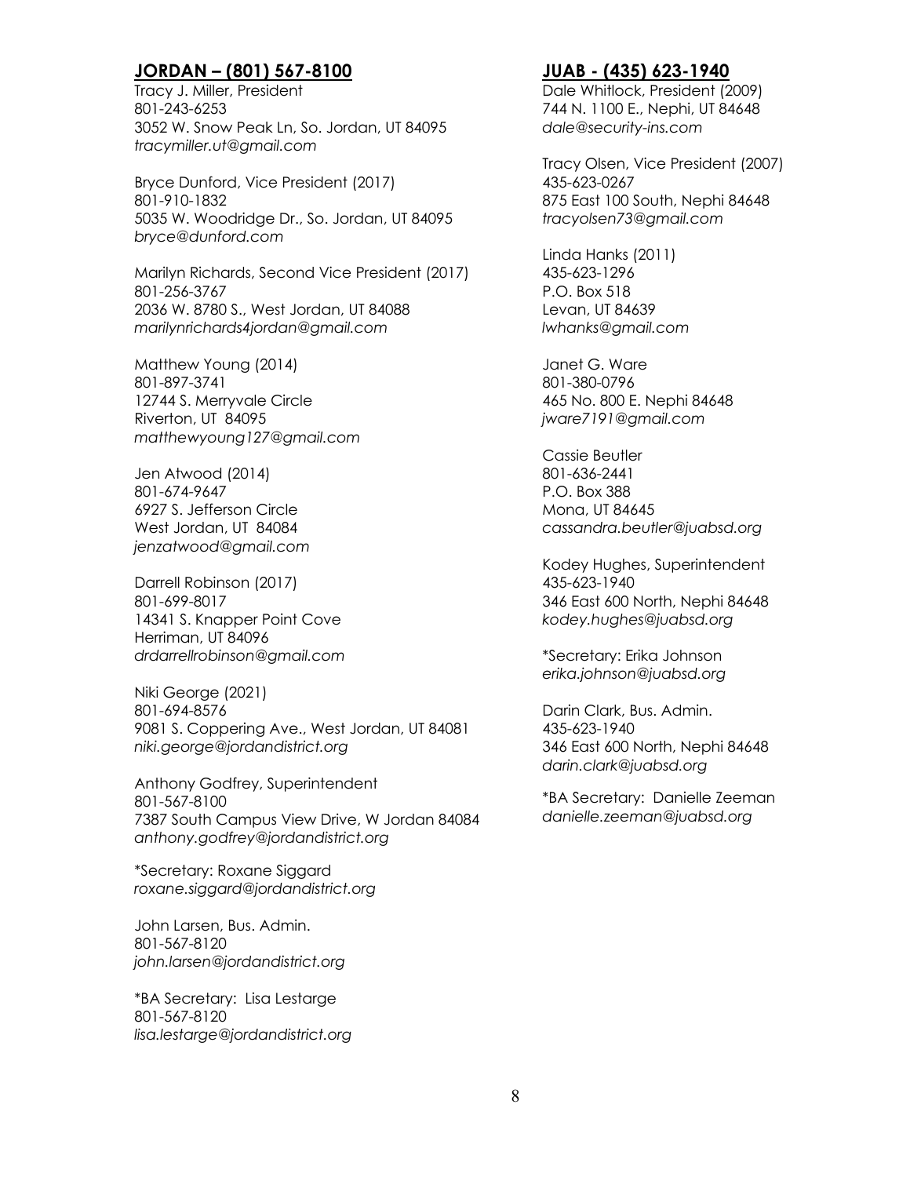## JORDAN – (801) 567-8100

Tracy J. Miller, President
801-243-6253
3052 W. Snow Peak Ln, So. Jordan, UT 84095
*tracymiller.ut@gmail.com*

Bryce Dunford, Vice President (2017)
801-910-1832
5035 W. Woodridge Dr., So. Jordan, UT 84095
*bryce@dunford.com*

Marilyn Richards, Second Vice President (2017)
801-256-3767
2036 W. 8780 S., West Jordan, UT 84088
*marilynrichards4jordan@gmail.com*

Matthew Young (2014)
801-897-3741
12744 S. Merryvale Circle
Riverton, UT 84095
*matthewyoung127@gmail.com*

Jen Atwood (2014)
801-674-9647
6927 S. Jefferson Circle
West Jordan, UT 84084
*jenzatwood@gmail.com*

Darrell Robinson (2017)
801-699-8017
14341 S. Knapper Point Cove
Herriman, UT 84096
*drdarrellrobinson@gmail.com*

Niki George (2021)
801-694-8576
9081 S. Coppering Ave., West Jordan, UT 84081
*niki.george@jordandistrict.org*

Anthony Godfrey, Superintendent
801-567-8100
7387 South Campus View Drive, W Jordan 84084
*anthony.godfrey@jordandistrict.org*

*Secretary: Roxane Siggard
*roxane.siggard@jordandistrict.org*

John Larsen, Bus. Admin.
801-567-8120
*john.larsen@jordandistrict.org*

*BA Secretary: Lisa Lestarge
801-567-8120
*lisa.lestarge@jordandistrict.org*

## JUAB - (435) 623-1940

Dale Whitlock, President (2009)
744 N. 1100 E., Nephi, UT 84648
*dale@security-ins.com*

Tracy Olsen, Vice President (2007)
435-623-0267
875 East 100 South, Nephi 84648
*tracyolsen73@gmail.com*

Linda Hanks (2011)
435-623-1296
P.O. Box 518
Levan, UT 84639
*lwhanks@gmail.com*

Janet G. Ware
801-380-0796
465 No. 800 E. Nephi 84648
*jware7191@gmail.com*

Cassie Beutler
801-636-2441
P.O. Box 388
Mona, UT 84645
*cassandra.beutler@juabsd.org*

Kodey Hughes, Superintendent
435-623-1940
346 East 600 North, Nephi 84648
*kodey.hughes@juabsd.org*

*Secretary: Erika Johnson
*erika.johnson@juabsd.org*

Darin Clark, Bus. Admin.
435-623-1940
346 East 600 North, Nephi 84648
*darin.clark@juabsd.org*

*BA Secretary: Danielle Zeeman
*danielle.zeeman@juabsd.org*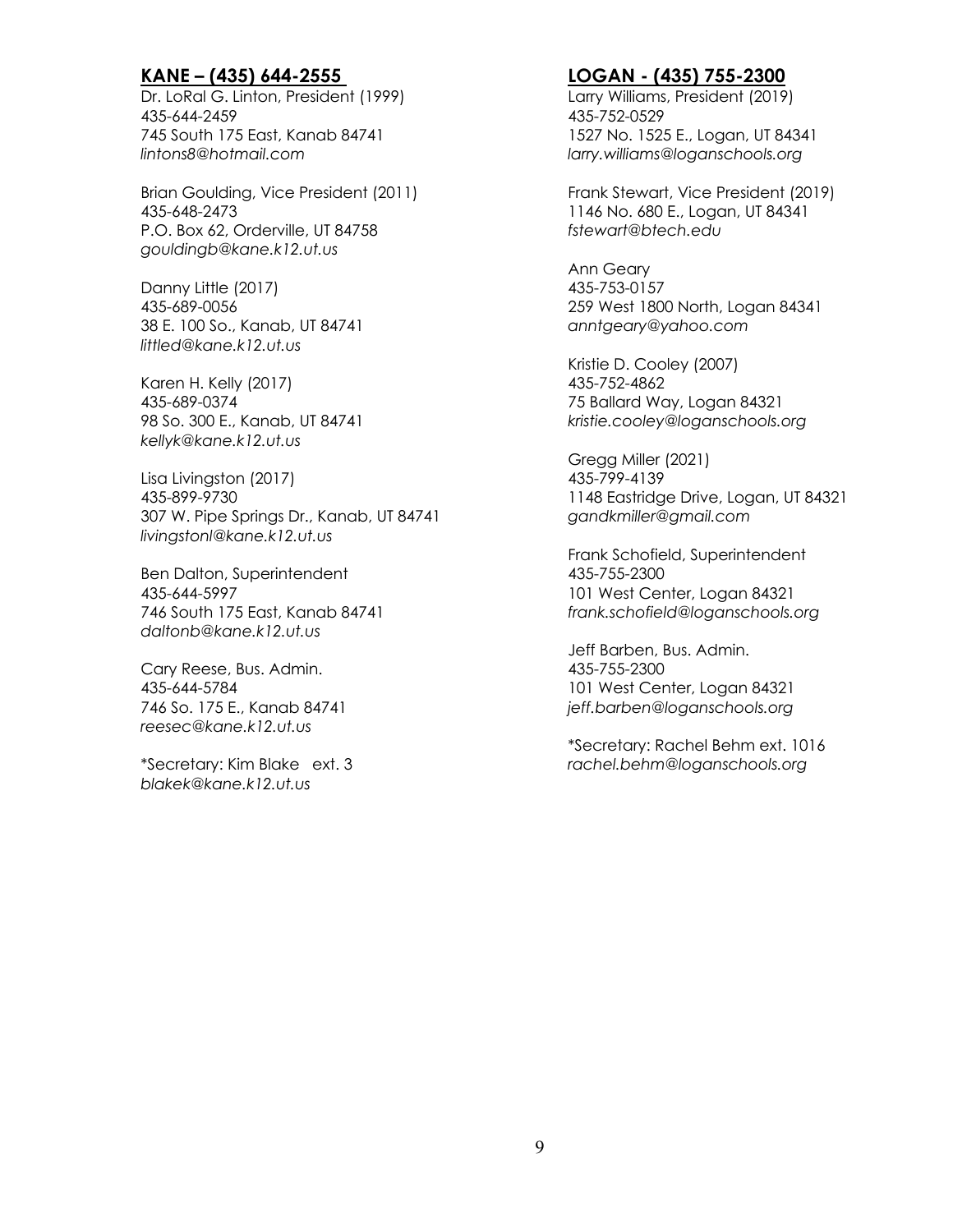## KANE – (435) 644-2555

Dr. LoRal G. Linton, President (1999)
435-644-2459
745 South 175 East, Kanab 84741
*lintons8@hotmail.com*

Brian Goulding, Vice President (2011)
435-648-2473
P.O. Box 62, Orderville, UT 84758
*gouldingb@kane.k12.ut.us*

Danny Little (2017)
435-689-0056
38 E. 100 So., Kanab, UT 84741
*littled@kane.k12.ut.us*

Karen H. Kelly (2017)
435-689-0374
98 So. 300 E., Kanab, UT 84741
*kellyk@kane.k12.ut.us*

Lisa Livingston (2017)
435-899-9730
307 W. Pipe Springs Dr., Kanab, UT 84741
*livingstonl@kane.k12.ut.us*

Ben Dalton, Superintendent
435-644-5997
746 South 175 East, Kanab 84741
*daltonb@kane.k12.ut.us*

Cary Reese, Bus. Admin.
435-644-5784
746 So. 175 E., Kanab 84741
*reesec@kane.k12.ut.us*

*Secretary: Kim Blake ext. 3
*blakek@kane.k12.ut.us*

## LOGAN - (435) 755-2300

Larry Williams, President (2019)
435-752-0529
1527 No. 1525 E., Logan, UT 84341
*larry.williams@loganschools.org*

Frank Stewart, Vice President (2019)
1146 No. 680 E., Logan, UT 84341
*fstewart@btech.edu*

Ann Geary
435-753-0157
259 West 1800 North, Logan 84341
*anntgeary@yahoo.com*

Kristie D. Cooley (2007)
435-752-4862
75 Ballard Way, Logan 84321
*kristie.cooley@loganschools.org*

Gregg Miller (2021)
435-799-4139
1148 Eastridge Drive, Logan, UT 84321
*gandkmiller@gmail.com*

Frank Schofield, Superintendent
435-755-2300
101 West Center, Logan 84321
*frank.schofield@loganschools.org*

Jeff Barben, Bus. Admin.
435-755-2300
101 West Center, Logan 84321
*jeff.barben@loganschools.org*

*Secretary: Rachel Behm ext. 1016
*rachel.behm@loganschools.org*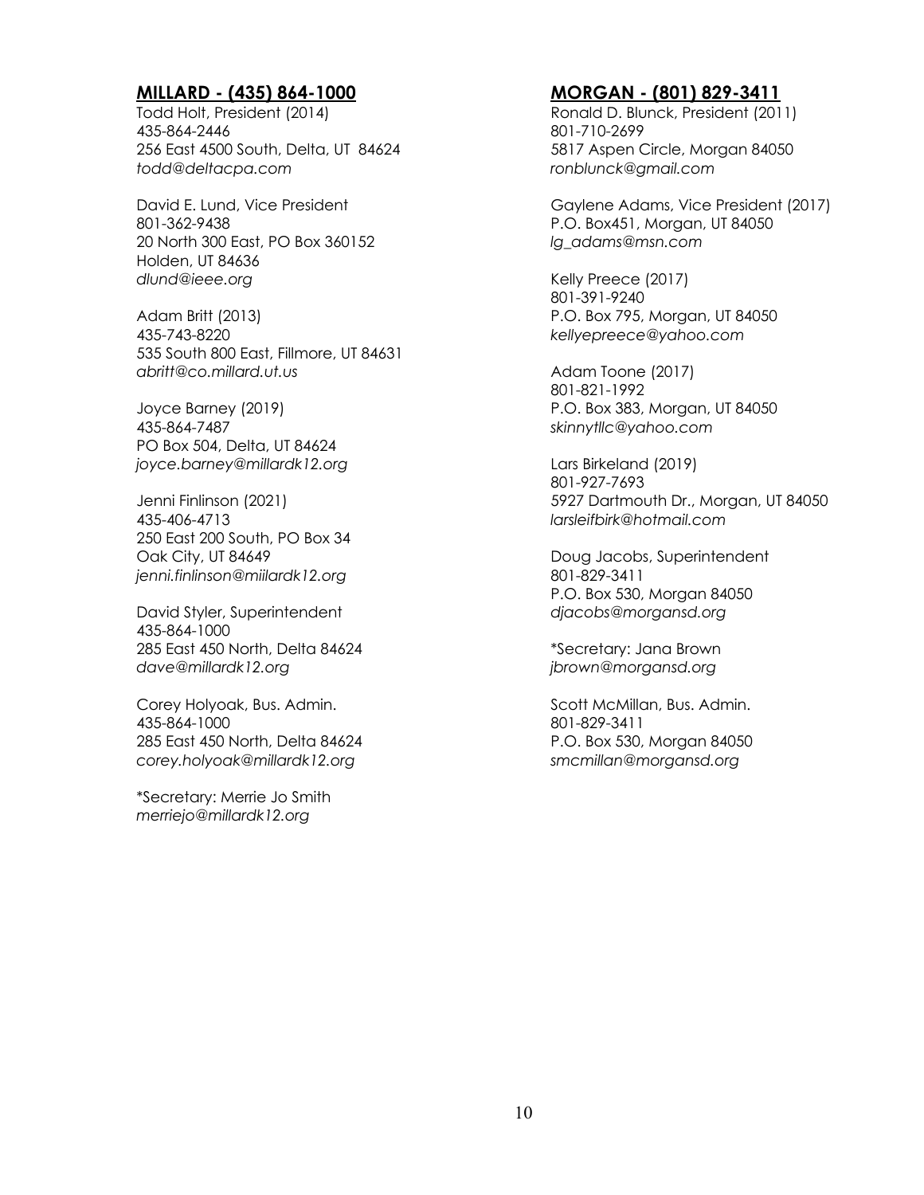## MILLARD - (435) 864-1000

Todd Holt, President (2014)
435-864-2446
256 East 4500 South, Delta, UT 84624
*todd@deltacpa.com*

David E. Lund, Vice President
801-362-9438
20 North 300 East, PO Box 360152
Holden, UT 84636
*dlund@ieee.org*

Adam Britt (2013)
435-743-8220
535 South 800 East, Fillmore, UT 84631
*abritt@co.millard.ut.us*

Joyce Barney (2019)
435-864-7487
PO Box 504, Delta, UT 84624
*joyce.barney@millardk12.org*

Jenni Finlinson (2021)
435-406-4713
250 East 200 South, PO Box 34
Oak City, UT 84649
*jenni.finlinson@miilardk12.org*

David Styler, Superintendent
435-864-1000
285 East 450 North, Delta 84624
*dave@millardk12.org*

Corey Holyoak, Bus. Admin.
435-864-1000
285 East 450 North, Delta 84624
*corey.holyoak@millardk12.org*

*Secretary: Merrie Jo Smith
*merriejo@millardk12.org*

## MORGAN - (801) 829-3411

Ronald D. Blunck, President (2011)
801-710-2699
5817 Aspen Circle, Morgan 84050
*ronblunck@gmail.com*

Gaylene Adams, Vice President (2017)
P.O. Box451, Morgan, UT 84050
*lg_adams@msn.com*

Kelly Preece (2017)
801-391-9240
P.O. Box 795, Morgan, UT 84050
*kellyepreece@yahoo.com*

Adam Toone (2017)
801-821-1992
P.O. Box 383, Morgan, UT 84050
*skinnytllc@yahoo.com*

Lars Birkeland (2019)
801-927-7693
5927 Dartmouth Dr., Morgan, UT 84050
*larsleifbirk@hotmail.com*

Doug Jacobs, Superintendent
801-829-3411
P.O. Box 530, Morgan 84050
*djacobs@morgansd.org*

*Secretary: Jana Brown
*jbrown@morgansd.org*

Scott McMillan, Bus. Admin.
801-829-3411
P.O. Box 530, Morgan 84050
*smcmillan@morgansd.org*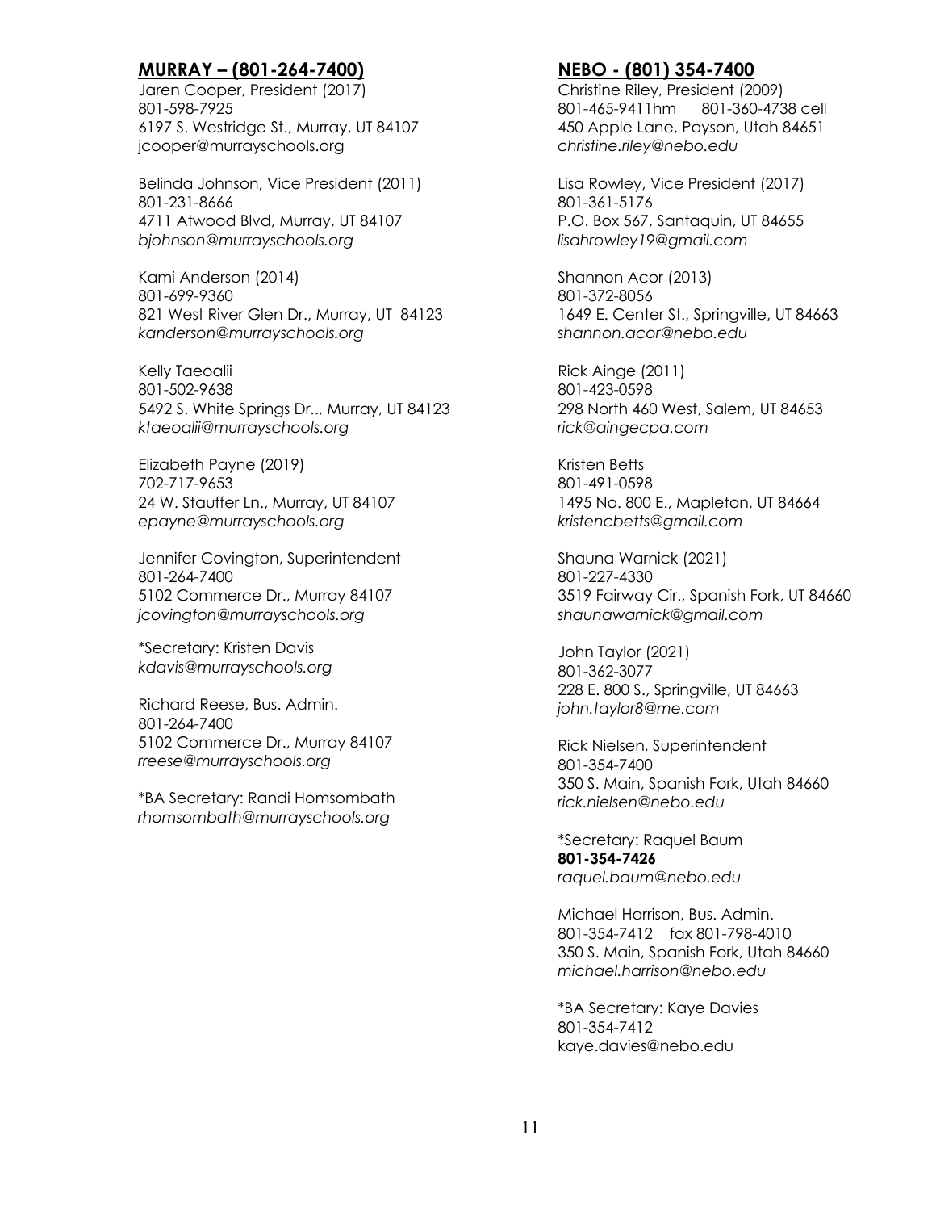## MURRAY – (801-264-7400)

Jaren Cooper, President (2017)
801-598-7925
6197 S. Westridge St., Murray, UT 84107
jcooper@murrayschools.org

Belinda Johnson, Vice President (2011)
801-231-8666
4711 Atwood Blvd, Murray, UT 84107
*bjohnson@murrayschools.org*

Kami Anderson (2014)
801-699-9360
821 West River Glen Dr., Murray, UT 84123
*kanderson@murrayschools.org*

Kelly Taeoalii
801-502-9638
5492 S. White Springs Dr.., Murray, UT 84123
*ktaeoalii@murrayschools.org*

Elizabeth Payne (2019)
702-717-9653
24 W. Stauffer Ln., Murray, UT 84107
*epayne@murrayschools.org*

Jennifer Covington, Superintendent
801-264-7400
5102 Commerce Dr., Murray 84107
*jcovington@murrayschools.org*

*Secretary: Kristen Davis
*kdavis@murrayschools.org*

Richard Reese, Bus. Admin.
801-264-7400
5102 Commerce Dr., Murray 84107
*rreese@murrayschools.org*

*BA Secretary: Randi Homsombath
*rhomsombath@murrayschools.org*

## NEBO - (801) 354-7400

Christine Riley, President (2009)
801-465-9411hm 801-360-4738 cell
450 Apple Lane, Payson, Utah 84651
*christine.riley@nebo.edu*

Lisa Rowley, Vice President (2017)
801-361-5176
P.O. Box 567, Santaquin, UT 84655
*lisahrowley19@gmail.com*

Shannon Acor (2013)
801-372-8056
1649 E. Center St., Springville, UT 84663
*shannon.acor@nebo.edu*

Rick Ainge (2011)
801-423-0598
298 North 460 West, Salem, UT 84653
*rick@aingecpa.com*

Kristen Betts
801-491-0598
1495 No. 800 E., Mapleton, UT 84664
*kristencbetts@gmail.com*

Shauna Warnick (2021)
801-227-4330
3519 Fairway Cir., Spanish Fork, UT 84660
*shaunawarnick@gmail.com*

John Taylor (2021)
801-362-3077
228 E. 800 S., Springville, UT 84663
*john.taylor8@me.com*

Rick Nielsen, Superintendent
801-354-7400
350 S. Main, Spanish Fork, Utah 84660
*rick.nielsen@nebo.edu*

*Secretary: Raquel Baum
**801-354-7426**
*raquel.baum@nebo.edu*

Michael Harrison, Bus. Admin.
801-354-7412 fax 801-798-4010
350 S. Main, Spanish Fork, Utah 84660
*michael.harrison@nebo.edu*

*BA Secretary: Kaye Davies
801-354-7412
kaye.davies@nebo.edu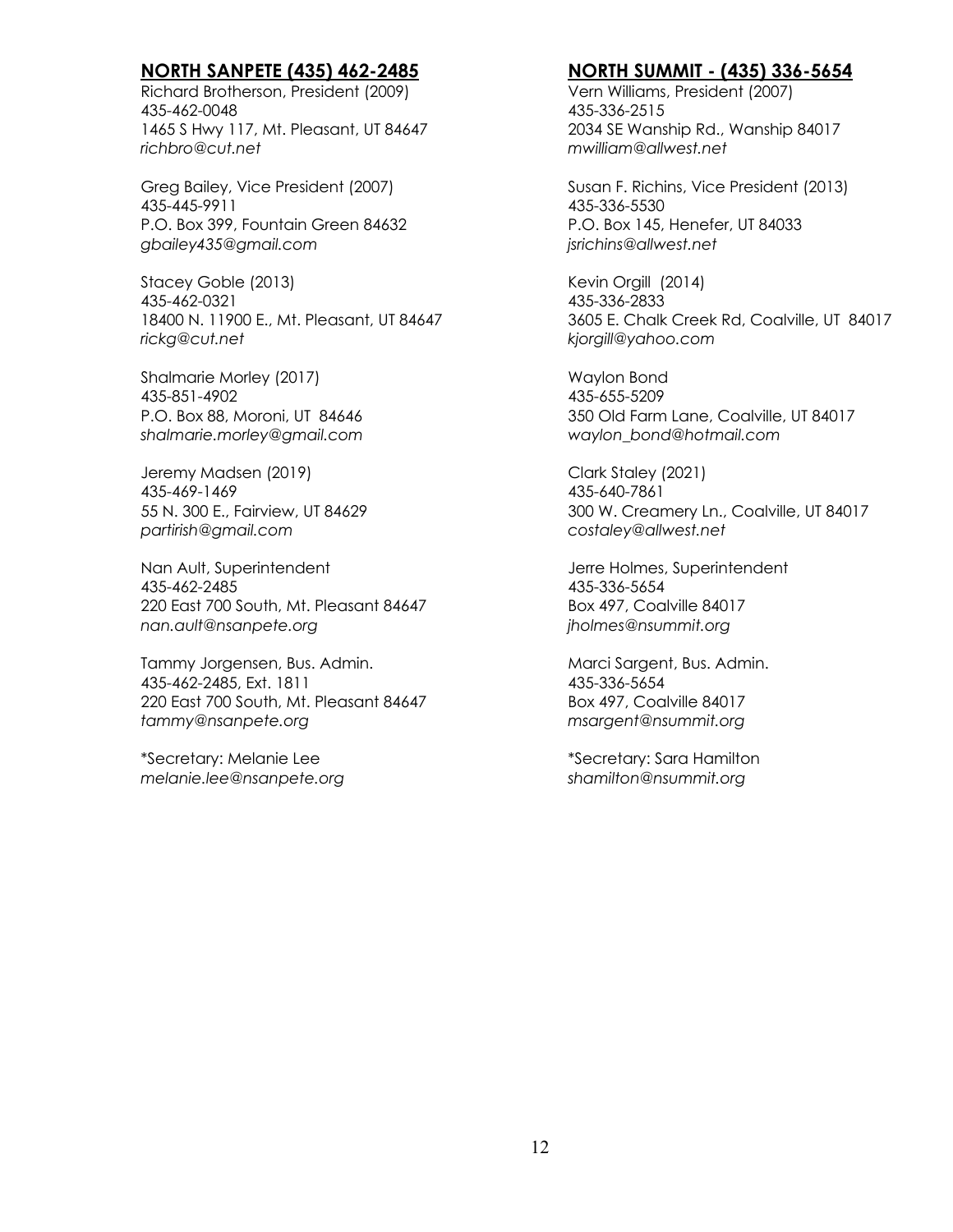## NORTH SANPETE (435) 462-2485

Richard Brotherson, President (2009)
435-462-0048
1465 S Hwy 117, Mt. Pleasant, UT 84647
*richbro@cut.net*

Greg Bailey, Vice President (2007)
435-445-9911
P.O. Box 399, Fountain Green 84632
*gbailey435@gmail.com*

Stacey Goble (2013)
435-462-0321
18400 N. 11900 E., Mt. Pleasant, UT 84647
*rickg@cut.net*

Shalmarie Morley (2017)
435-851-4902
P.O. Box 88, Moroni, UT 84646
*shalmarie.morley@gmail.com*

Jeremy Madsen (2019)
435-469-1469
55 N. 300 E., Fairview, UT 84629
*partirish@gmail.com*

Nan Ault, Superintendent
435-462-2485
220 East 700 South, Mt. Pleasant 84647
*nan.ault@nsanpete.org*

Tammy Jorgensen, Bus. Admin.
435-462-2485, Ext. 1811
220 East 700 South, Mt. Pleasant 84647
*tammy@nsanpete.org*

*Secretary: Melanie Lee
*melanie.lee@nsanpete.org*

## NORTH SUMMIT - (435) 336-5654

Vern Williams, President (2007)
435-336-2515
2034 SE Wanship Rd., Wanship 84017
*mwilliam@allwest.net*

Susan F. Richins, Vice President (2013)
435-336-5530
P.O. Box 145, Henefer, UT 84033
*jsrichins@allwest.net*

Kevin Orgill (2014)
435-336-2833
3605 E. Chalk Creek Rd, Coalville, UT 84017
*kjorgill@yahoo.com*

Waylon Bond
435-655-5209
350 Old Farm Lane, Coalville, UT 84017
*waylon_bond@hotmail.com*

Clark Staley (2021)
435-640-7861
300 W. Creamery Ln., Coalville, UT 84017
*costaley@allwest.net*

Jerre Holmes, Superintendent
435-336-5654
Box 497, Coalville 84017
*jholmes@nsummit.org*

Marci Sargent, Bus. Admin.
435-336-5654
Box 497, Coalville 84017
*msargent@nsummit.org*

*Secretary: Sara Hamilton
*shamilton@nsummit.org*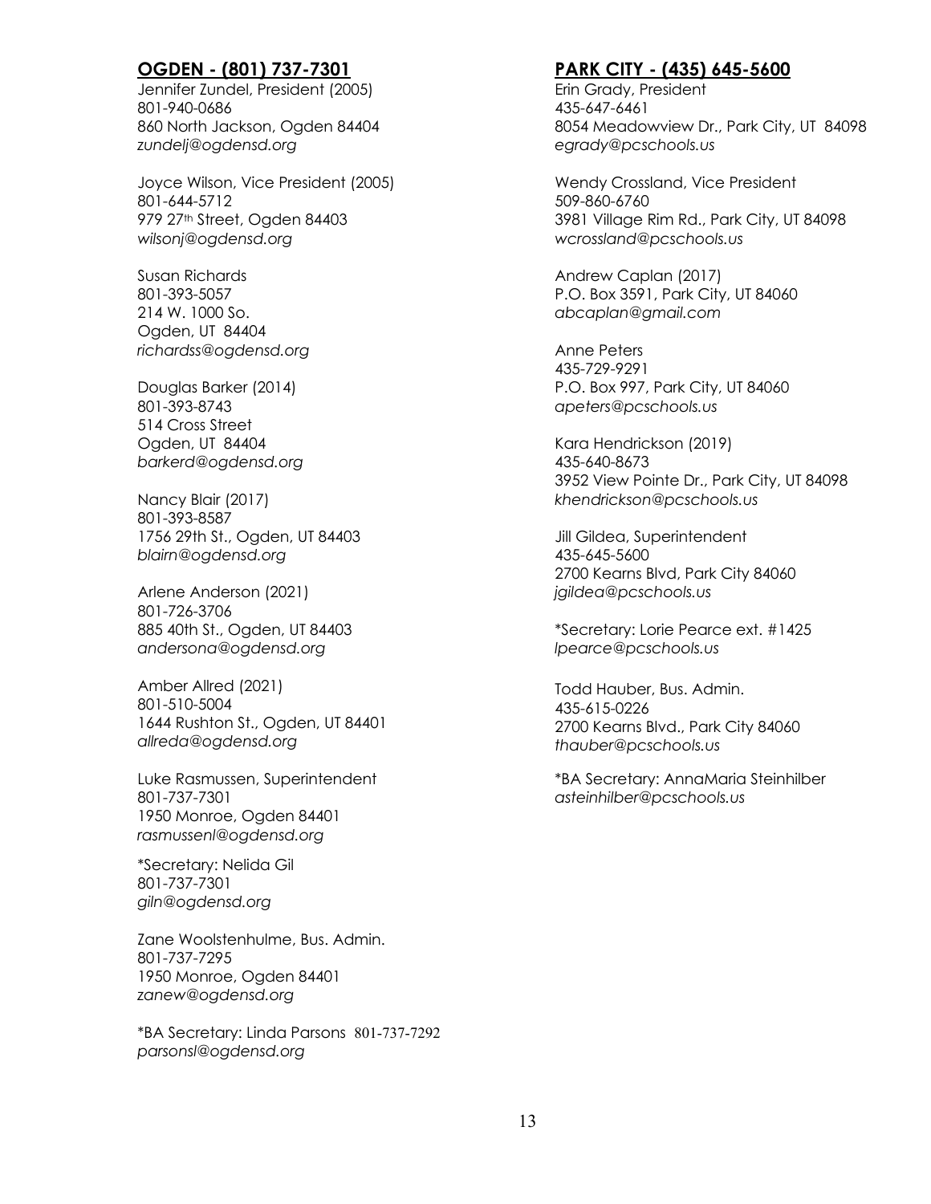## OGDEN - (801) 737-7301

Jennifer Zundel, President (2005)
801-940-0686
860 North Jackson, Ogden 84404
*zundelj@ogdensd.org*

Joyce Wilson, Vice President (2005)
801-644-5712
979 27th Street, Ogden 84403
*wilsonj@ogdensd.org*

Susan Richards
801-393-5057
214 W. 1000 So.
Ogden, UT 84404
*richardss@ogdensd.org*

Douglas Barker (2014)
801-393-8743
514 Cross Street
Ogden, UT 84404
*barkerd@ogdensd.org*

Nancy Blair (2017)
801-393-8587
1756 29th St., Ogden, UT 84403
*blairn@ogdensd.org*

Arlene Anderson (2021)
801-726-3706
885 40th St., Ogden, UT 84403
*andersona@ogdensd.org*

Amber Allred (2021)
801-510-5004
1644 Rushton St., Ogden, UT 84401
*allreda@ogdensd.org*

Luke Rasmussen, Superintendent
801-737-7301
1950 Monroe, Ogden 84401
*rasmussenl@ogdensd.org*

*Secretary: Nelida Gil
801-737-7301
*giln@ogdensd.org*

Zane Woolstenhulme, Bus. Admin.
801-737-7295
1950 Monroe, Ogden 84401
*zanew@ogdensd.org*

*BA Secretary: Linda Parsons 801-737-7292
*parsonsl@ogdensd.org*

## PARK CITY - (435) 645-5600

Erin Grady, President
435-647-6461
8054 Meadowview Dr., Park City, UT 84098
*egrady@pcschools.us*

Wendy Crossland, Vice President
509-860-6760
3981 Village Rim Rd., Park City, UT 84098
*wcrossland@pcschools.us*

Andrew Caplan (2017)
P.O. Box 3591, Park City, UT 84060
*abcaplan@gmail.com*

Anne Peters
435-729-9291
P.O. Box 997, Park City, UT 84060
*apeters@pcschools.us*

Kara Hendrickson (2019)
435-640-8673
3952 View Pointe Dr., Park City, UT 84098
*khendrickson@pcschools.us*

Jill Gildea, Superintendent
435-645-5600
2700 Kearns Blvd, Park City 84060
*jgildea@pcschools.us*

*Secretary: Lorie Pearce ext. #1425
*lpearce@pcschools.us*

Todd Hauber, Bus. Admin.
435-615-0226
2700 Kearns Blvd., Park City 84060
*thauber@pcschools.us*

*BA Secretary: AnnaMaria Steinhilber
*asteinhilber@pcschools.us*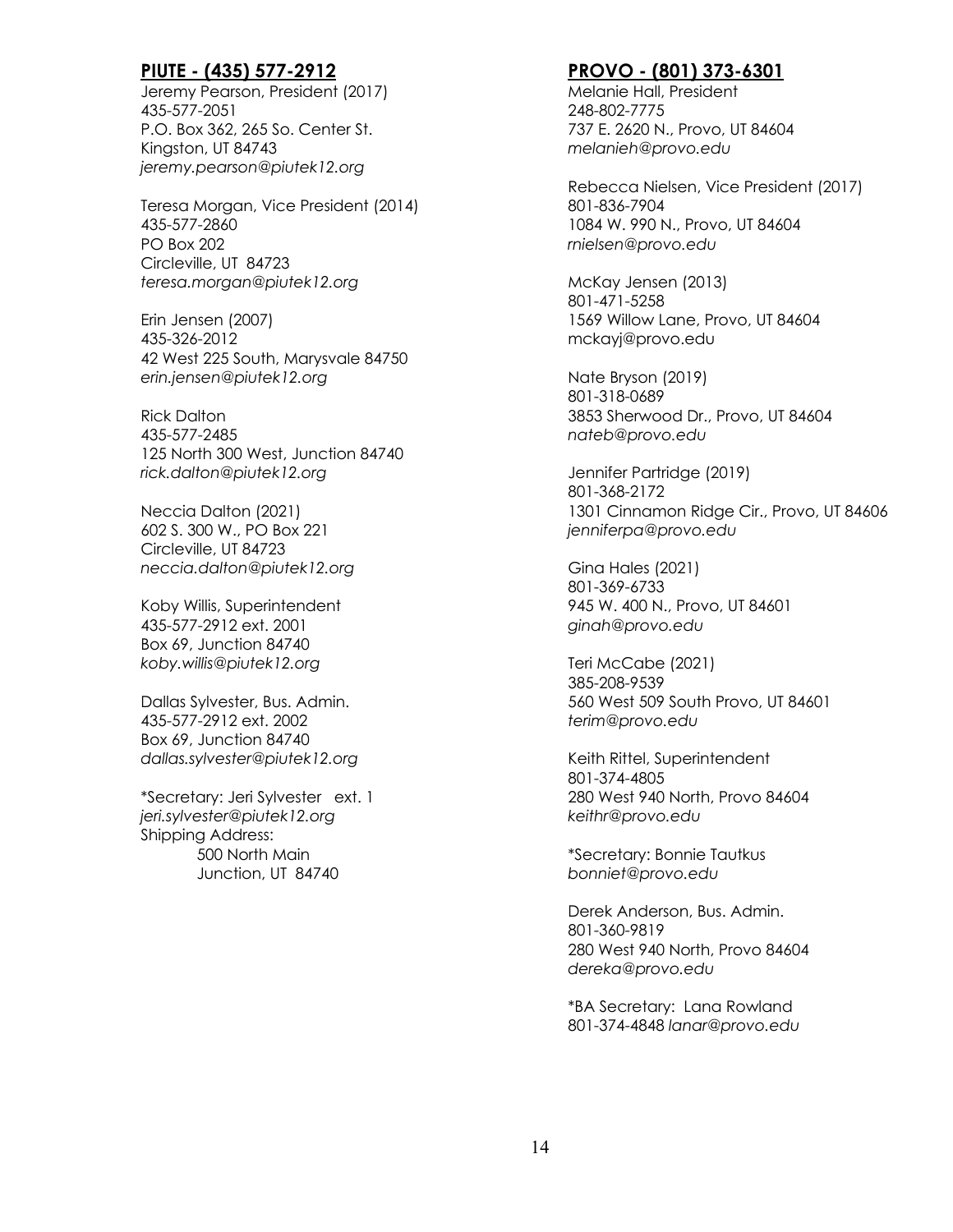## PIUTE - (435) 577-2912

Jeremy Pearson, President (2017)
435-577-2051
P.O. Box 362, 265 So. Center St.
Kingston, UT 84743
*jeremy.pearson@piutek12.org*

Teresa Morgan, Vice President (2014)
435-577-2860
PO Box 202
Circleville, UT 84723
*teresa.morgan@piutek12.org*

Erin Jensen (2007)
435-326-2012
42 West 225 South, Marysvale 84750
*erin.jensen@piutek12.org*

Rick Dalton
435-577-2485
125 North 300 West, Junction 84740
*rick.dalton@piutek12.org*

Neccia Dalton (2021)
602 S. 300 W., PO Box 221
Circleville, UT 84723
*neccia.dalton@piutek12.org*

Koby Willis, Superintendent
435-577-2912 ext. 2001
Box 69, Junction 84740
*koby.willis@piutek12.org*

Dallas Sylvester, Bus. Admin.
435-577-2912 ext. 2002
Box 69, Junction 84740
*dallas.sylvester@piutek12.org*

*Secretary: Jeri Sylvester ext. 1
*jeri.sylvester@piutek12.org*
Shipping Address:
500 North Main
Junction, UT 84740

## PROVO - (801) 373-6301

Melanie Hall, President
248-802-7775
737 E. 2620 N., Provo, UT 84604
*melanieh@provo.edu*

Rebecca Nielsen, Vice President (2017)
801-836-7904
1084 W. 990 N., Provo, UT 84604
*rnielsen@provo.edu*

McKay Jensen (2013)
801-471-5258
1569 Willow Lane, Provo, UT 84604
mckayj@provo.edu

Nate Bryson (2019)
801-318-0689
3853 Sherwood Dr., Provo, UT 84604
*nateb@provo.edu*

Jennifer Partridge (2019)
801-368-2172
1301 Cinnamon Ridge Cir., Provo, UT 84606
*jenniferpa@provo.edu*

Gina Hales (2021)
801-369-6733
945 W. 400 N., Provo, UT 84601
*ginah@provo.edu*

Teri McCabe (2021)
385-208-9539
560 West 509 South Provo, UT 84601
*terim@provo.edu*

Keith Rittel, Superintendent
801-374-4805
280 West 940 North, Provo 84604
*keithr@provo.edu*

*Secretary: Bonnie Tautkus
*bonniet@provo.edu*

Derek Anderson, Bus. Admin.
801-360-9819
280 West 940 North, Provo 84604
*dereka@provo.edu*

*BA Secretary: Lana Rowland
801-374-4848 *lanar@provo.edu*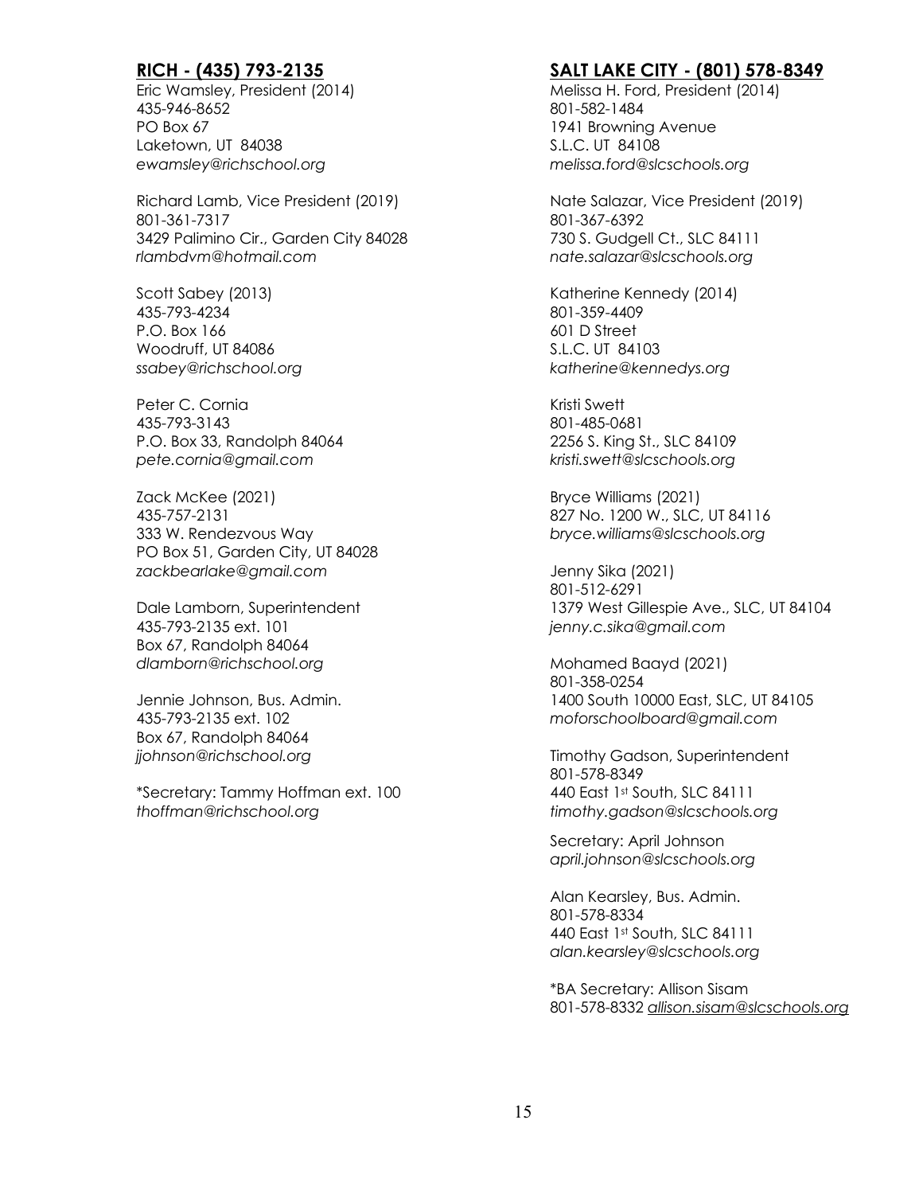## RICH - (435) 793-2135

Eric Wamsley, President (2014)
435-946-8652
PO Box 67
Laketown, UT 84038
*ewamsley@richschool.org*

Richard Lamb, Vice President (2019)
801-361-7317
3429 Palimino Cir., Garden City 84028
*rlambdvm@hotmail.com*

Scott Sabey (2013)
435-793-4234
P.O. Box 166
Woodruff, UT 84086
*ssabey@richschool.org*

Peter C. Cornia
435-793-3143
P.O. Box 33, Randolph 84064
*pete.cornia@gmail.com*

Zack McKee (2021)
435-757-2131
333 W. Rendezvous Way
PO Box 51, Garden City, UT 84028
*zackbearlake@gmail.com*

Dale Lamborn, Superintendent
435-793-2135 ext. 101
Box 67, Randolph 84064
*dlamborn@richschool.org*

Jennie Johnson, Bus. Admin.
435-793-2135 ext. 102
Box 67, Randolph 84064
*jjohnson@richschool.org*

*Secretary: Tammy Hoffman ext. 100
*thoffman@richschool.org*

## SALT LAKE CITY - (801) 578-8349

Melissa H. Ford, President (2014)
801-582-1484
1941 Browning Avenue
S.L.C. UT 84108
*melissa.ford@slcschools.org*

Nate Salazar, Vice President (2019)
801-367-6392
730 S. Gudgell Ct., SLC 84111
*nate.salazar@slcschools.org*

Katherine Kennedy (2014)
801-359-4409
601 D Street
S.L.C. UT 84103
*katherine@kennedys.org*

Kristi Swett
801-485-0681
2256 S. King St., SLC 84109
*kristi.swett@slcschools.org*

Bryce Williams (2021)
827 No. 1200 W., SLC, UT 84116
*bryce.williams@slcschools.org*

Jenny Sika (2021)
801-512-6291
1379 West Gillespie Ave., SLC, UT 84104
*jenny.c.sika@gmail.com*

Mohamed Baayd (2021)
801-358-0254
1400 South 10000 East, SLC, UT 84105
*moforschoolboard@gmail.com*

Timothy Gadson, Superintendent
801-578-8349
440 East 1st South, SLC 84111
*timothy.gadson@slcschools.org*

Secretary: April Johnson
*april.johnson@slcschools.org*

Alan Kearsley, Bus. Admin.
801-578-8334
440 East 1st South, SLC 84111
*alan.kearsley@slcschools.org*

*BA Secretary: Allison Sisam
801-578-8332 *allison.sisam@slcschools.org*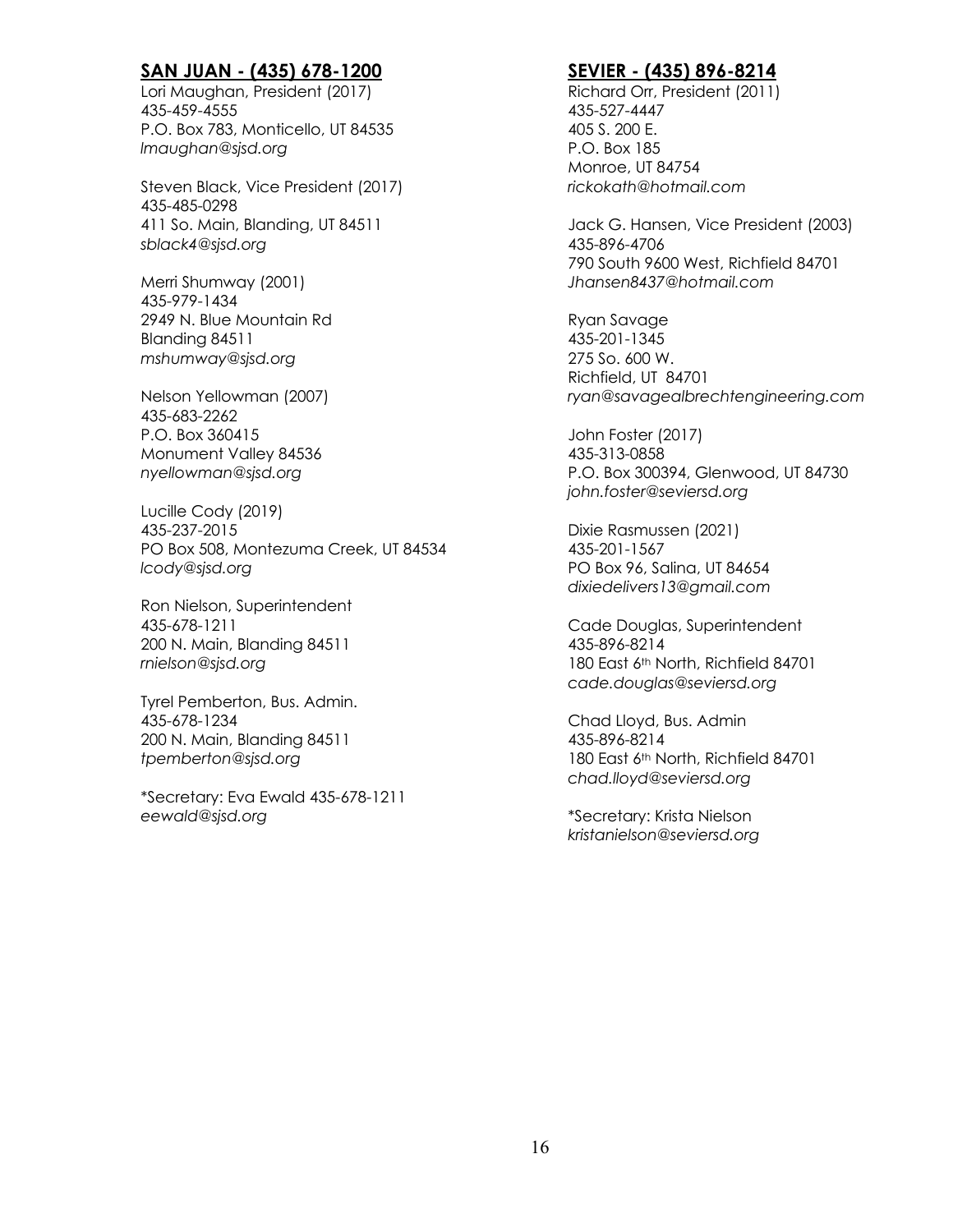## SAN JUAN - (435) 678-1200

Lori Maughan, President (2017)
435-459-4555
P.O. Box 783, Monticello, UT 84535
*lmaughan@sjsd.org*

Steven Black, Vice President (2017)
435-485-0298
411 So. Main, Blanding, UT 84511
*sblack4@sjsd.org*

Merri Shumway (2001)
435-979-1434
2949 N. Blue Mountain Rd
Blanding 84511
*mshumway@sjsd.org*

Nelson Yellowman (2007)
435-683-2262
P.O. Box 360415
Monument Valley 84536
*nyellowman@sjsd.org*

Lucille Cody (2019)
435-237-2015
PO Box 508, Montezuma Creek, UT 84534
*lcody@sjsd.org*

Ron Nielson, Superintendent
435-678-1211
200 N. Main, Blanding 84511
*rnielson@sjsd.org*

Tyrel Pemberton, Bus. Admin.
435-678-1234
200 N. Main, Blanding 84511
*tpemberton@sjsd.org*

*Secretary: Eva Ewald 435-678-1211
*eewald@sjsd.org*

## SEVIER - (435) 896-8214

Richard Orr, President (2011)
435-527-4447
405 S. 200 E.
P.O. Box 185
Monroe, UT 84754
*rickokath@hotmail.com*

Jack G. Hansen, Vice President (2003)
435-896-4706
790 South 9600 West, Richfield 84701
*Jhansen8437@hotmail.com*

Ryan Savage
435-201-1345
275 So. 600 W.
Richfield, UT 84701
*ryan@savagealbrechtengineering.com*

John Foster (2017)
435-313-0858
P.O. Box 300394, Glenwood, UT 84730
*john.foster@seviersd.org*

Dixie Rasmussen (2021)
435-201-1567
PO Box 96, Salina, UT 84654
*dixiedelivers13@gmail.com*

Cade Douglas, Superintendent
435-896-8214
180 East 6th North, Richfield 84701
*cade.douglas@seviersd.org*

Chad Lloyd, Bus. Admin
435-896-8214
180 East 6th North, Richfield 84701
*chad.lloyd@seviersd.org*

*Secretary: Krista Nielson
*kristanielson@seviersd.org*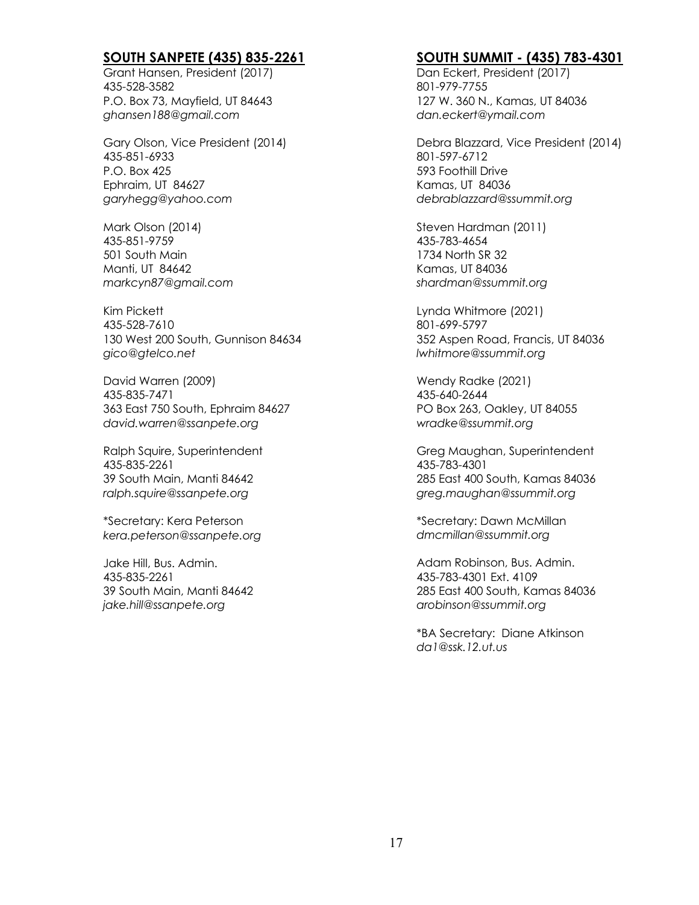## SOUTH SANPETE (435) 835-2261

Grant Hansen, President (2017)
435-528-3582
P.O. Box 73, Mayfield, UT 84643
*ghansen188@gmail.com*

Gary Olson, Vice President (2014)
435-851-6933
P.O. Box 425
Ephraim, UT 84627
*garyhegg@yahoo.com*

Mark Olson (2014)
435-851-9759
501 South Main
Manti, UT 84642
*markcyn87@gmail.com*

Kim Pickett
435-528-7610
130 West 200 South, Gunnison 84634
*gico@gtelco.net*

David Warren (2009)
435-835-7471
363 East 750 South, Ephraim 84627
*david.warren@ssanpete.org*

Ralph Squire, Superintendent
435-835-2261
39 South Main, Manti 84642
*ralph.squire@ssanpete.org*

*Secretary: Kera Peterson
*kera.peterson@ssanpete.org*

Jake Hill, Bus. Admin.
435-835-2261
39 South Main, Manti 84642
*jake.hill@ssanpete.org*

## SOUTH SUMMIT - (435) 783-4301

Dan Eckert, President (2017)
801-979-7755
127 W. 360 N., Kamas, UT 84036
*dan.eckert@ymail.com*

Debra Blazzard, Vice President (2014)
801-597-6712
593 Foothill Drive
Kamas, UT 84036
*debrablazzard@ssummit.org*

Steven Hardman (2011)
435-783-4654
1734 North SR 32
Kamas, UT 84036
*shardman@ssummit.org*

Lynda Whitmore (2021)
801-699-5797
352 Aspen Road, Francis, UT 84036
*lwhitmore@ssummit.org*

Wendy Radke (2021)
435-640-2644
PO Box 263, Oakley, UT 84055
*wradke@ssummit.org*

Greg Maughan, Superintendent
435-783-4301
285 East 400 South, Kamas 84036
*greg.maughan@ssummit.org*

*Secretary: Dawn McMillan
*dmcmillan@ssummit.org*

Adam Robinson, Bus. Admin.
435-783-4301 Ext. 4109
285 East 400 South, Kamas 84036
*arobinson@ssummit.org*

*BA Secretary: Diane Atkinson
*da1@ssk.12.ut.us*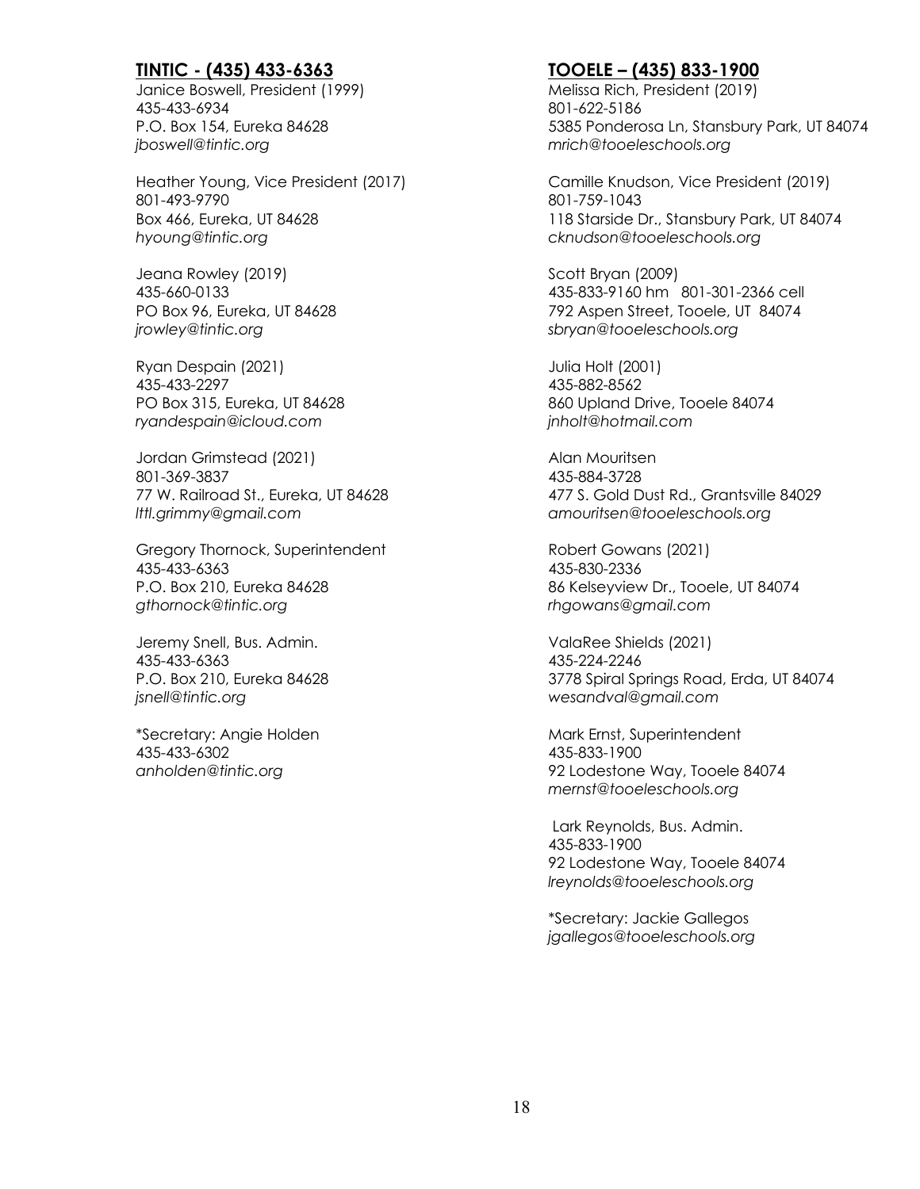## TINTIC - (435) 433-6363

Janice Boswell, President (1999)
435-433-6934
P.O. Box 154, Eureka 84628
*jboswell@tintic.org*

Heather Young, Vice President (2017)
801-493-9790
Box 466, Eureka, UT 84628
*hyoung@tintic.org*

Jeana Rowley (2019)
435-660-0133
PO Box 96, Eureka, UT 84628
*jrowley@tintic.org*

Ryan Despain (2021)
435-433-2297
PO Box 315, Eureka, UT 84628
*ryandespain@icloud.com*

Jordan Grimstead (2021)
801-369-3837
77 W. Railroad St., Eureka, UT 84628
*lttl.grimmy@gmail.com*

Gregory Thornock, Superintendent
435-433-6363
P.O. Box 210, Eureka 84628
*gthornock@tintic.org*

Jeremy Snell, Bus. Admin.
435-433-6363
P.O. Box 210, Eureka 84628
*jsnell@tintic.org*

*Secretary: Angie Holden
435-433-6302
*anholden@tintic.org*

## TOOELE – (435) 833-1900

Melissa Rich, President (2019)
801-622-5186
5385 Ponderosa Ln, Stansbury Park, UT 84074
*mrich@tooeleschools.org*

Camille Knudson, Vice President (2019)
801-759-1043
118 Starside Dr., Stansbury Park, UT 84074
*cknudson@tooeleschools.org*

Scott Bryan (2009)
435-833-9160 hm 801-301-2366 cell
792 Aspen Street, Tooele, UT 84074
*sbryan@tooeleschools.org*

Julia Holt (2001)
435-882-8562
860 Upland Drive, Tooele 84074
*jnholt@hotmail.com*

Alan Mouritsen
435-884-3728
477 S. Gold Dust Rd., Grantsville 84029
*amouritsen@tooeleschools.org*

Robert Gowans (2021)
435-830-2336
86 Kelseyview Dr., Tooele, UT 84074
*rhgowans@gmail.com*

ValaRee Shields (2021)
435-224-2246
3778 Spiral Springs Road, Erda, UT 84074
*wesandval@gmail.com*

Mark Ernst, Superintendent
435-833-1900
92 Lodestone Way, Tooele 84074
*mernst@tooeleschools.org*

Lark Reynolds, Bus. Admin.
435-833-1900
92 Lodestone Way, Tooele 84074
*lreynolds@tooeleschools.org*

*Secretary: Jackie Gallegos
*jgallegos@tooeleschools.org*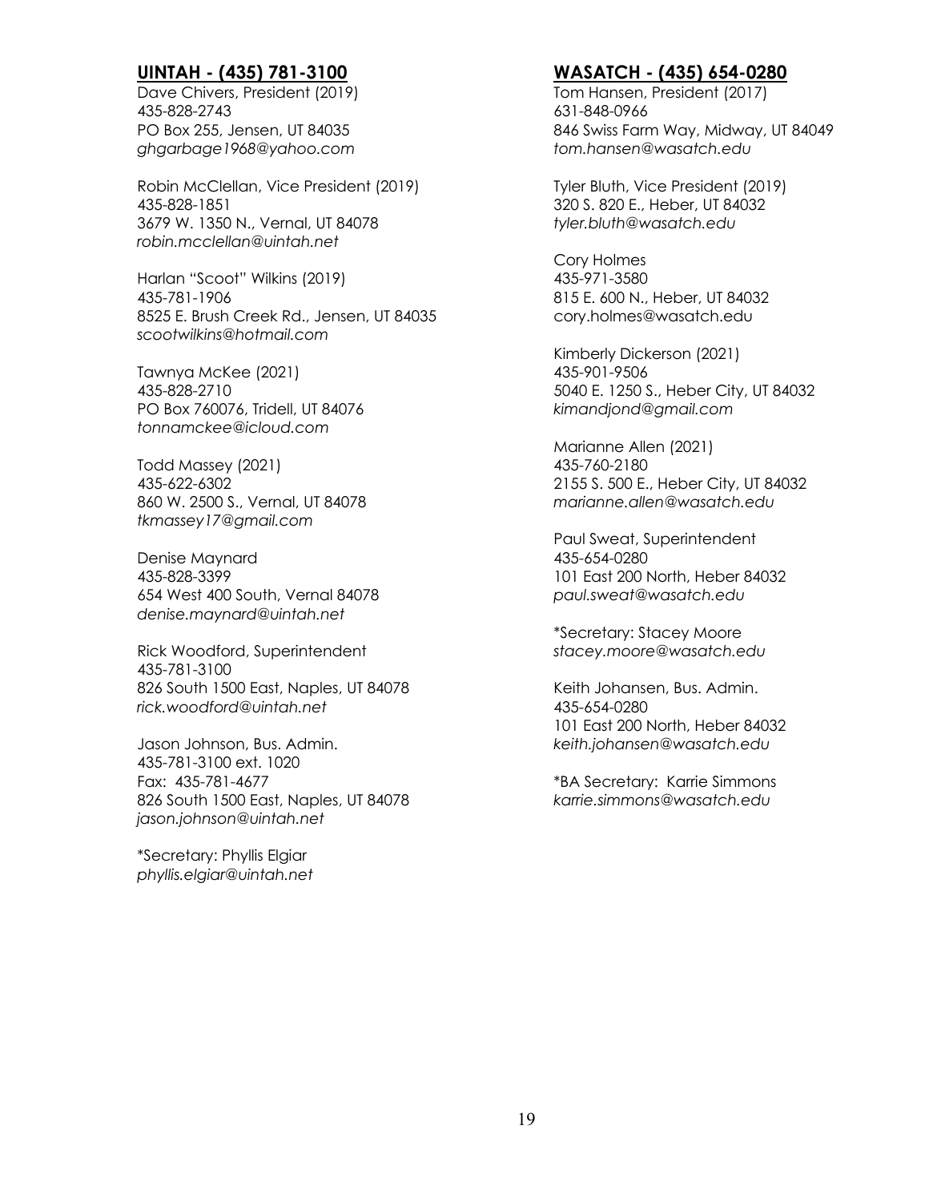## UINTAH - (435) 781-3100

Dave Chivers, President (2019)
435-828-2743
PO Box 255, Jensen, UT 84035
*ghgarbage1968@yahoo.com*

Robin McClellan, Vice President (2019)
435-828-1851
3679 W. 1350 N., Vernal, UT 84078
*robin.mcclellan@uintah.net*

Harlan "Scoot" Wilkins (2019)
435-781-1906
8525 E. Brush Creek Rd., Jensen, UT 84035
*scootwilkins@hotmail.com*

Tawnya McKee (2021)
435-828-2710
PO Box 760076, Tridell, UT 84076
*tonnamckee@icloud.com*

Todd Massey (2021)
435-622-6302
860 W. 2500 S., Vernal, UT 84078
*tkmassey17@gmail.com*

Denise Maynard
435-828-3399
654 West 400 South, Vernal 84078
*denise.maynard@uintah.net*

Rick Woodford, Superintendent
435-781-3100
826 South 1500 East, Naples, UT 84078
*rick.woodford@uintah.net*

Jason Johnson, Bus. Admin.
435-781-3100 ext. 1020
Fax: 435-781-4677
826 South 1500 East, Naples, UT 84078
*jason.johnson@uintah.net*

*Secretary: Phyllis Elgiar
*phyllis.elgiar@uintah.net*

## WASATCH - (435) 654-0280

Tom Hansen, President (2017)
631-848-0966
846 Swiss Farm Way, Midway, UT 84049
*tom.hansen@wasatch.edu*

Tyler Bluth, Vice President (2019)
320 S. 820 E., Heber, UT 84032
*tyler.bluth@wasatch.edu*

Cory Holmes
435-971-3580
815 E. 600 N., Heber, UT 84032
cory.holmes@wasatch.edu

Kimberly Dickerson (2021)
435-901-9506
5040 E. 1250 S., Heber City, UT 84032
*kimandjond@gmail.com*

Marianne Allen (2021)
435-760-2180
2155 S. 500 E., Heber City, UT 84032
*marianne.allen@wasatch.edu*

Paul Sweat, Superintendent
435-654-0280
101 East 200 North, Heber 84032
*paul.sweat@wasatch.edu*

*Secretary: Stacey Moore
*stacey.moore@wasatch.edu*

Keith Johansen, Bus. Admin.
435-654-0280
101 East 200 North, Heber 84032
*keith.johansen@wasatch.edu*

*BA Secretary: Karrie Simmons
*karrie.simmons@wasatch.edu*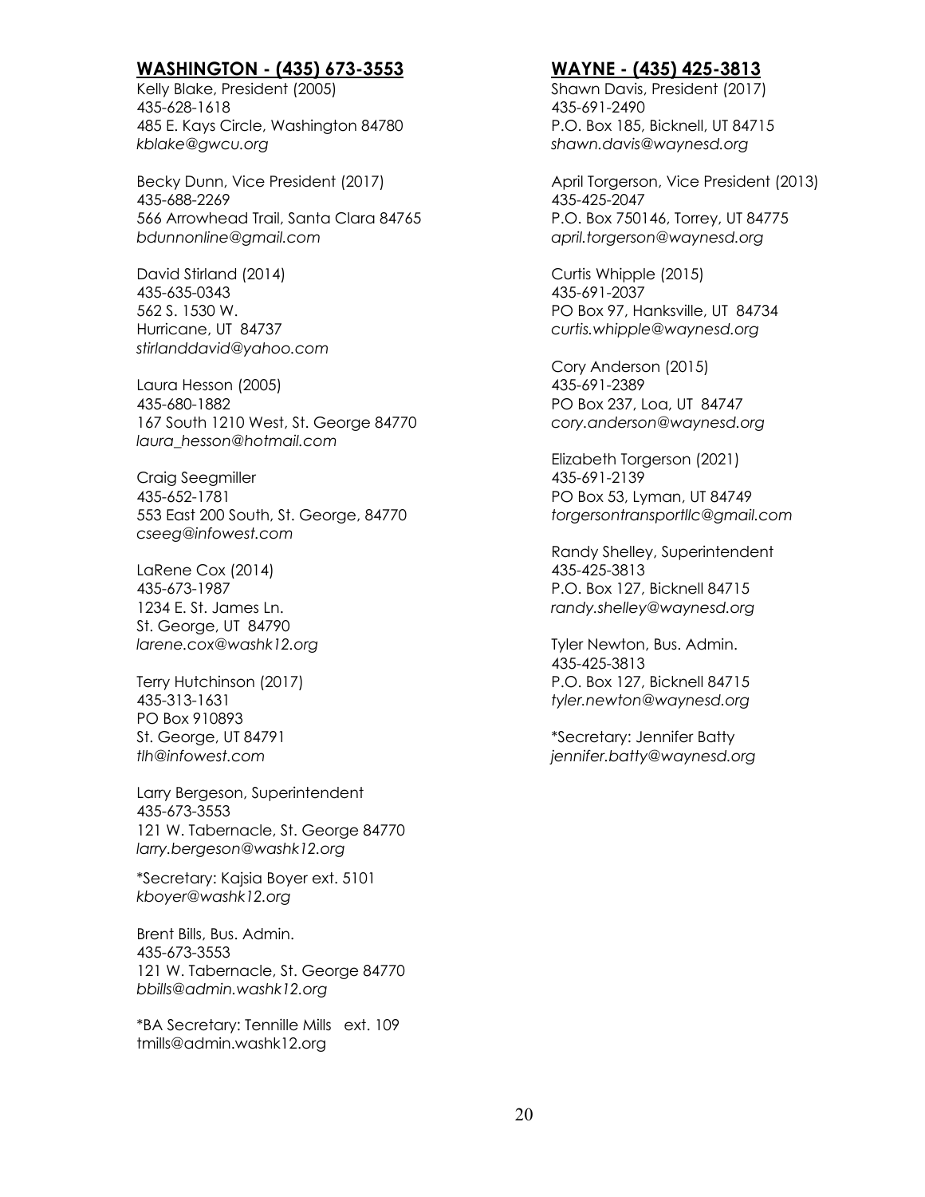## WASHINGTON - (435) 673-3553

Kelly Blake, President (2005)
435-628-1618
485 E. Kays Circle, Washington 84780
*kblake@gwcu.org*

Becky Dunn, Vice President (2017)
435-688-2269
566 Arrowhead Trail, Santa Clara 84765
*bdunnonline@gmail.com*

David Stirland (2014)
435-635-0343
562 S. 1530 W.
Hurricane, UT 84737
*stirlanddavid@yahoo.com*

Laura Hesson (2005)
435-680-1882
167 South 1210 West, St. George 84770
*laura_hesson@hotmail.com*

Craig Seegmiller
435-652-1781
553 East 200 South, St. George, 84770
*cseeg@infowest.com*

LaRene Cox (2014)
435-673-1987
1234 E. St. James Ln.
St. George, UT 84790
*larene.cox@washk12.org*

Terry Hutchinson (2017)
435-313-1631
PO Box 910893
St. George, UT 84791
*tlh@infowest.com*

Larry Bergeson, Superintendent
435-673-3553
121 W. Tabernacle, St. George 84770
*larry.bergeson@washk12.org*

*Secretary: Kajsia Boyer ext. 5101
*kboyer@washk12.org*

Brent Bills, Bus. Admin.
435-673-3553
121 W. Tabernacle, St. George 84770
*bbills@admin.washk12.org*

*BA Secretary: Tennille Mills ext. 109
tmills@admin.washk12.org

## WAYNE - (435) 425-3813

Shawn Davis, President (2017)
435-691-2490
P.O. Box 185, Bicknell, UT 84715
*shawn.davis@waynesd.org*

April Torgerson, Vice President (2013)
435-425-2047
P.O. Box 750146, Torrey, UT 84775
*april.torgerson@waynesd.org*

Curtis Whipple (2015)
435-691-2037
PO Box 97, Hanksville, UT 84734
*curtis.whipple@waynesd.org*

Cory Anderson (2015)
435-691-2389
PO Box 237, Loa, UT 84747
*cory.anderson@waynesd.org*

Elizabeth Torgerson (2021)
435-691-2139
PO Box 53, Lyman, UT 84749
*torgersontransportllc@gmail.com*

Randy Shelley, Superintendent
435-425-3813
P.O. Box 127, Bicknell 84715
*randy.shelley@waynesd.org*

Tyler Newton, Bus. Admin.
435-425-3813
P.O. Box 127, Bicknell 84715
*tyler.newton@waynesd.org*

*Secretary: Jennifer Batty
*jennifer.batty@waynesd.org*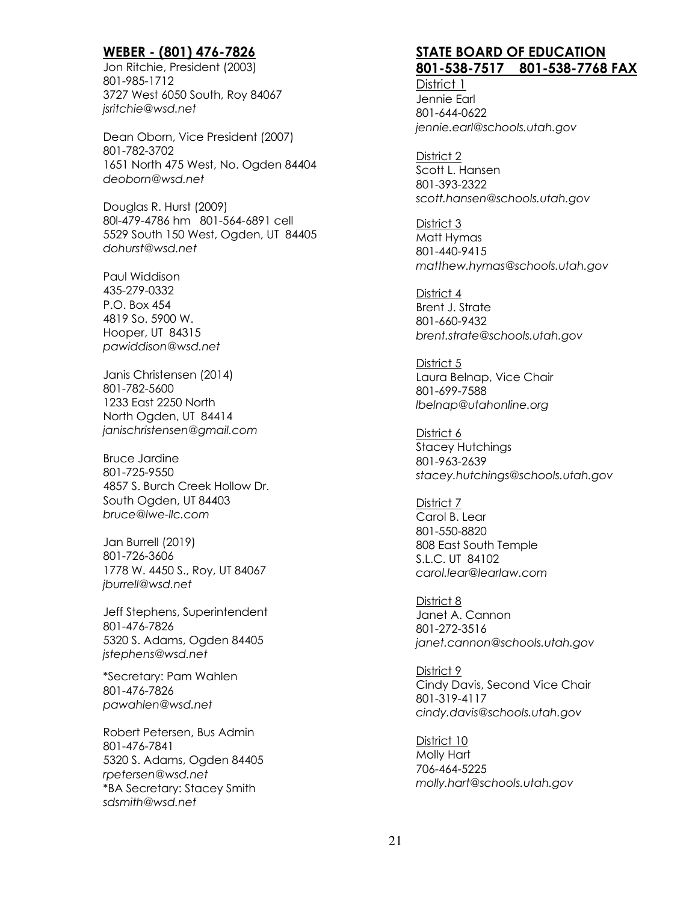## WEBER - (801) 476-7826

Jon Ritchie, President (2003)
801-985-1712
3727 West 6050 South, Roy 84067
*jsritchie@wsd.net*

Dean Oborn, Vice President (2007)
801-782-3702
1651 North 475 West, No. Ogden 84404
*deoborn@wsd.net*

Douglas R. Hurst (2009)
80l-479-4786 hm 801-564-6891 cell
5529 South 150 West, Ogden, UT 84405
*dohurst@wsd.net*

Paul Widdison
435-279-0332
P.O. Box 454
4819 So. 5900 W.
Hooper, UT 84315
*pawiddison@wsd.net*

Janis Christensen (2014)
801-782-5600
1233 East 2250 North
North Ogden, UT 84414
*janischristensen@gmail.com*

Bruce Jardine
801-725-9550
4857 S. Burch Creek Hollow Dr.
South Ogden, UT 84403
*bruce@lwe-llc.com*

Jan Burrell (2019)
801-726-3606
1778 W. 4450 S., Roy, UT 84067
*jburrell@wsd.net*

Jeff Stephens, Superintendent
801-476-7826
5320 S. Adams, Ogden 84405
*jstephens@wsd.net*

*Secretary: Pam Wahlen
801-476-7826
*pawahlen@wsd.net*

Robert Petersen, Bus Admin
801-476-7841
5320 S. Adams, Ogden 84405
*rpetersen@wsd.net*
*BA Secretary: Stacey Smith
*sdsmith@wsd.net*

## STATE BOARD OF EDUCATION
## 801-538-7517 801-538-7768 FAX

District 1
Jennie Earl
801-644-0622
*jennie.earl@schools.utah.gov*

District 2
Scott L. Hansen
801-393-2322
*scott.hansen@schools.utah.gov*

District 3
Matt Hymas
801-440-9415
*matthew.hymas@schools.utah.gov*

District 4
Brent J. Strate
801-660-9432
*brent.strate@schools.utah.gov*

District 5
Laura Belnap, Vice Chair
801-699-7588
*lbelnap@utahonline.org*

District 6
Stacey Hutchings
801-963-2639
*stacey.hutchings@schools.utah.gov*

District 7
Carol B. Lear
801-550-8820
808 East South Temple
S.L.C. UT 84102
*carol.lear@learlaw.com*

District 8
Janet A. Cannon
801-272-3516
*janet.cannon@schools.utah.gov*

District 9
Cindy Davis, Second Vice Chair
801-319-4117
*cindy.davis@schools.utah.gov*

District 10
Molly Hart
706-464-5225
*molly.hart@schools.utah.gov*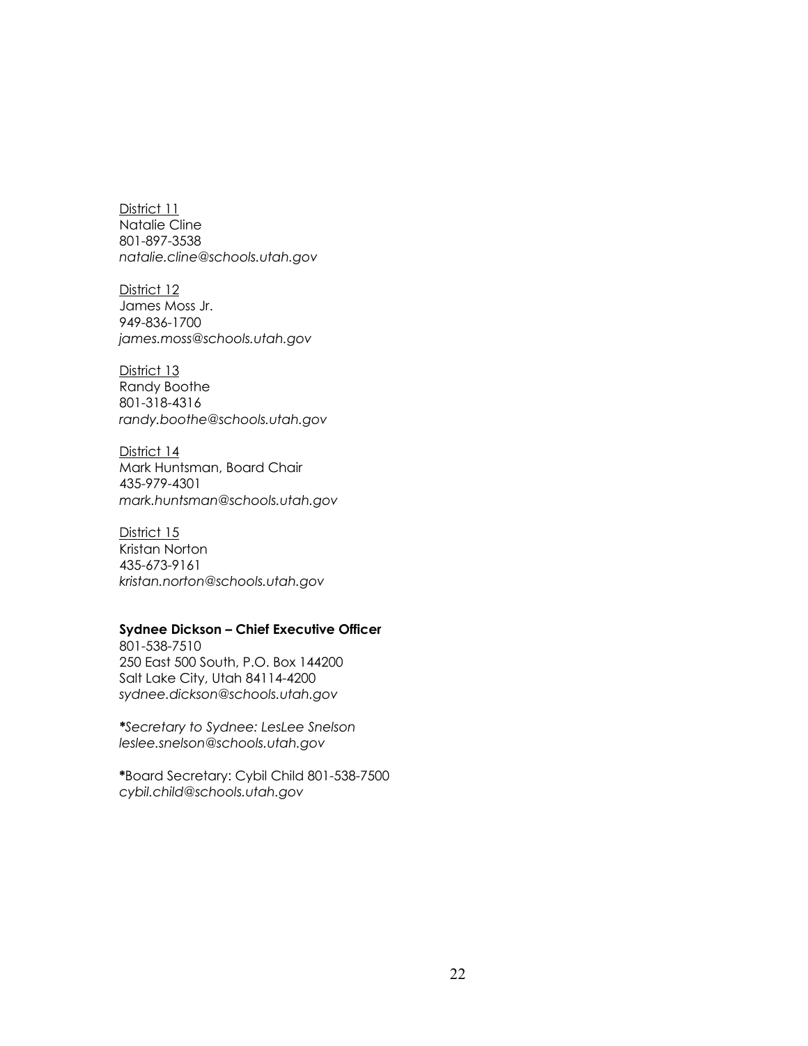District 11
Natalie Cline
801-897-3538
*natalie.cline@schools.utah.gov*

District 12
James Moss Jr.
949-836-1700
*james.moss@schools.utah.gov*

District 13
Randy Boothe
801-318-4316
*randy.boothe@schools.utah.gov*

District 14
Mark Huntsman, Board Chair
435-979-4301
*mark.huntsman@schools.utah.gov*

District 15
Kristan Norton
435-673-9161
*kristan.norton@schools.utah.gov*

**Sydnee Dickson – Chief Executive Officer**
801-538-7510
250 East 500 South, P.O. Box 144200
Salt Lake City, Utah 84114-4200
*sydnee.dickson@schools.utah.gov*

***Secretary to Sydnee: LesLee Snelson**
*leslee.snelson@schools.utah.gov*

**\***Board Secretary: Cybil Child 801-538-7500
*cybil.child@schools.utah.gov*